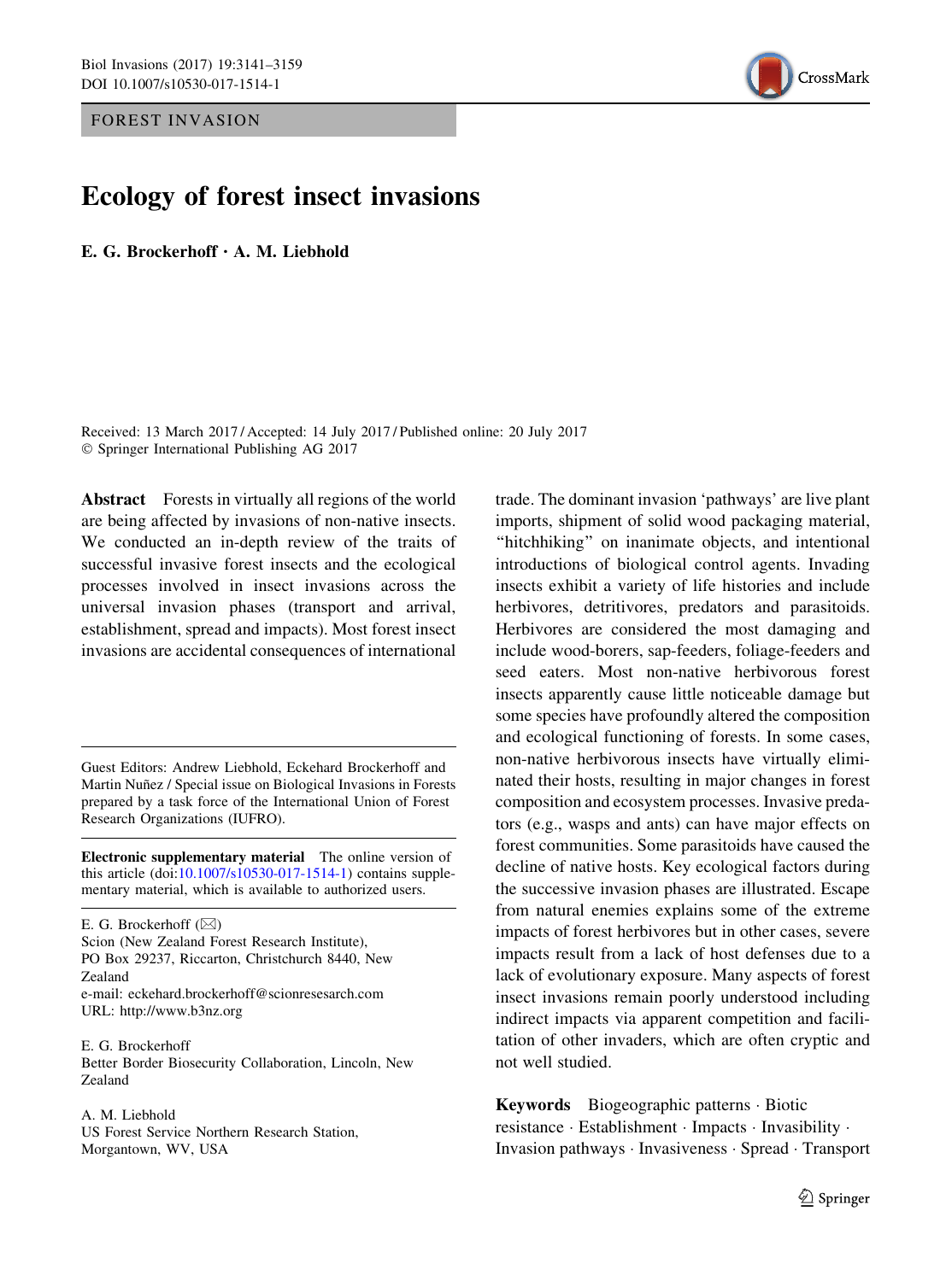FOREST INVASION

# Ecology of forest insect invasions

**E. G. Brockerhoff · A. M. Liebhold**

Received: 13 March 2017 / Accepted: 14 July 2017 / Published online: 20 July 2017
© Springer International Publishing AG 2017

**Abstract** Forests in virtually all regions of the world are being affected by invasions of non-native insects. We conducted an in-depth review of the traits of successful invasive forest insects and the ecological processes involved in insect invasions across the universal invasion phases (transport and arrival, establishment, spread and impacts). Most forest insect invasions are accidental consequences of international trade. The dominant invasion 'pathways' are live plant imports, shipment of solid wood packaging material, "hitchhiking" on inanimate objects, and intentional introductions of biological control agents. Invading insects exhibit a variety of life histories and include herbivores, detritivores, predators and parasitoids. Herbivores are considered the most damaging and include wood-borers, sap-feeders, foliage-feeders and seed eaters. Most non-native herbivorous forest insects apparently cause little noticeable damage but some species have profoundly altered the composition and ecological functioning of forests. In some cases, non-native herbivorous insects have virtually eliminated their hosts, resulting in major changes in forest composition and ecosystem processes. Invasive predators (e.g., wasps and ants) can have major effects on forest communities. Some parasitoids have caused the decline of native hosts. Key ecological factors during the successive invasion phases are illustrated. Escape from natural enemies explains some of the extreme impacts of forest herbivores but in other cases, severe impacts result from a lack of host defenses due to a lack of evolutionary exposure. Many aspects of forest insect invasions remain poorly understood including indirect impacts via apparent competition and facilitation of other invaders, which are often cryptic and not well studied.

**Keywords** Biogeographic patterns · Biotic resistance · Establishment · Impacts · Invasibility · Invasion pathways · Invasiveness · Spread · Transport

---

Guest Editors: Andrew Liebhold, Eckehard Brockerhoff and Martin Nuñez / Special issue on Biological Invasions in Forests prepared by a task force of the International Union of Forest Research Organizations (IUFRO).

**Electronic supplementary material** The online version of this article (doi:10.1007/s10530-017-1514-1) contains supplementary material, which is available to authorized users.

E. G. Brockerhoff (✉)
Scion (New Zealand Forest Research Institute), PO Box 29237, Riccarton, Christchurch 8440, New Zealand
e-mail: eckehard.brockerhoff@scionresesarch.com
URL: http://www.b3nz.org

E. G. Brockerhoff
Better Border Biosecurity Collaboration, Lincoln, New Zealand

A. M. Liebhold
US Forest Service Northern Research Station, Morgantown, WV, USA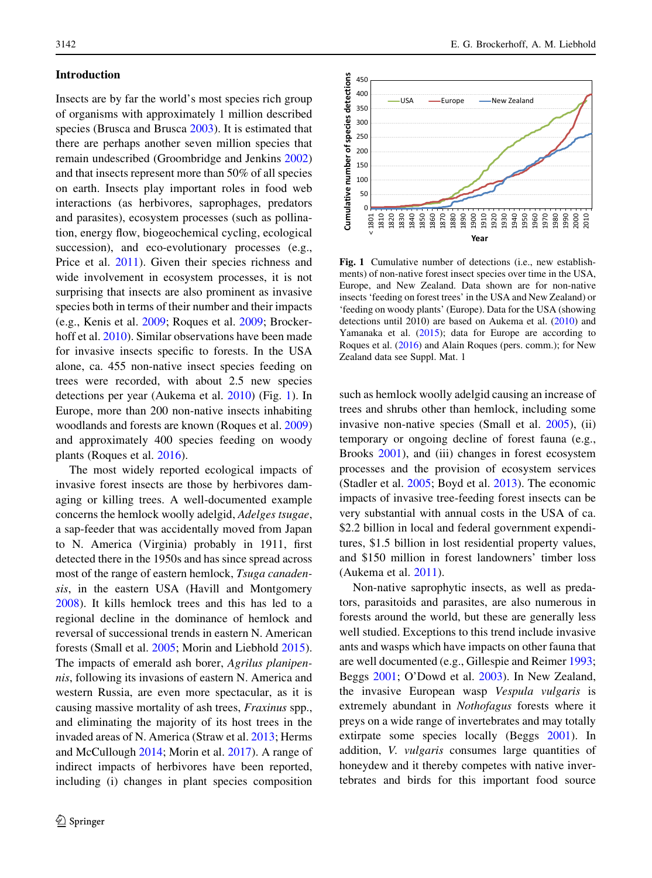## Introduction

Insects are by far the world's most species rich group of organisms with approximately 1 million described species (Brusca and Brusca 2003). It is estimated that there are perhaps another seven million species that remain undescribed (Groombridge and Jenkins 2002) and that insects represent more than 50% of all species on earth. Insects play important roles in food web interactions (as herbivores, saprophages, predators and parasites), ecosystem processes (such as pollination, energy flow, biogeochemical cycling, ecological succession), and eco-evolutionary processes (e.g., Price et al. 2011). Given their species richness and wide involvement in ecosystem processes, it is not surprising that insects are also prominent as invasive species both in terms of their number and their impacts (e.g., Kenis et al. 2009; Roques et al. 2009; Brockerhoff et al. 2010). Similar observations have been made for invasive insects specific to forests. In the USA alone, ca. 455 non-native insect species feeding on trees were recorded, with about 2.5 new species detections per year (Aukema et al. 2010) (Fig. 1). In Europe, more than 200 non-native insects inhabiting woodlands and forests are known (Roques et al. 2009) and approximately 400 species feeding on woody plants (Roques et al. 2016).

The most widely reported ecological impacts of invasive forest insects are those by herbivores damaging or killing trees. A well-documented example concerns the hemlock woolly adelgid, *Adelges tsugae*, a sap-feeder that was accidentally moved from Japan to N. America (Virginia) probably in 1911, first detected there in the 1950s and has since spread across most of the range of eastern hemlock, *Tsuga canadensis*, in the eastern USA (Havill and Montgomery 2008). It kills hemlock trees and this has led to a regional decline in the dominance of hemlock and reversal of successional trends in eastern N. American forests (Small et al. 2005; Morin and Liebhold 2015). The impacts of emerald ash borer, *Agrilus planipennis*, following its invasions of eastern N. America and western Russia, are even more spectacular, as it is causing massive mortality of ash trees, *Fraxinus* spp., and eliminating the majority of its host trees in the invaded areas of N. America (Straw et al. 2013; Herms and McCullough 2014; Morin et al. 2017). A range of indirect impacts of herbivores have been reported, including (i) changes in plant species composition such as hemlock woolly adelgid causing an increase of trees and shrubs other than hemlock, including some invasive non-native species (Small et al. 2005), (ii) temporary or ongoing decline of forest fauna (e.g., Brooks 2001), and (iii) changes in forest ecosystem processes and the provision of ecosystem services (Stadler et al. 2005; Boyd et al. 2013). The economic impacts of invasive tree-feeding forest insects can be very substantial with annual costs in the USA of ca. \$2.2 billion in local and federal government expenditures, \$1.5 billion in lost residential property values, and \$150 million in forest landowners' timber loss (Aukema et al. 2011).

**Fig. 1** Cumulative number of detections (i.e., new establishments) of non-native forest insect species over time in the USA, Europe, and New Zealand. Data shown are for non-native insects 'feeding on forest trees' in the USA and New Zealand) or 'feeding on woody plants' (Europe). Data for the USA (showing detections until 2010) are based on Aukema et al. (2010) and Yamanaka et al. (2015); data for Europe are according to Roques et al. (2016) and Alain Roques (pers. comm.); for New Zealand data see Suppl. Mat. 1

Non-native saprophytic insects, as well as predators, parasitoids and parasites, are also numerous in forests around the world, but these are generally less well studied. Exceptions to this trend include invasive ants and wasps which have impacts on other fauna that are well documented (e.g., Gillespie and Reimer 1993; Beggs 2001; O'Dowd et al. 2003). In New Zealand, the invasive European wasp *Vespula vulgaris* is extremely abundant in *Nothofagus* forests where it preys on a wide range of invertebrates and may totally extirpate some species locally (Beggs 2001). In addition, *V. vulgaris* consumes large quantities of honeydew and it thereby competes with native invertebrates and birds for this important food source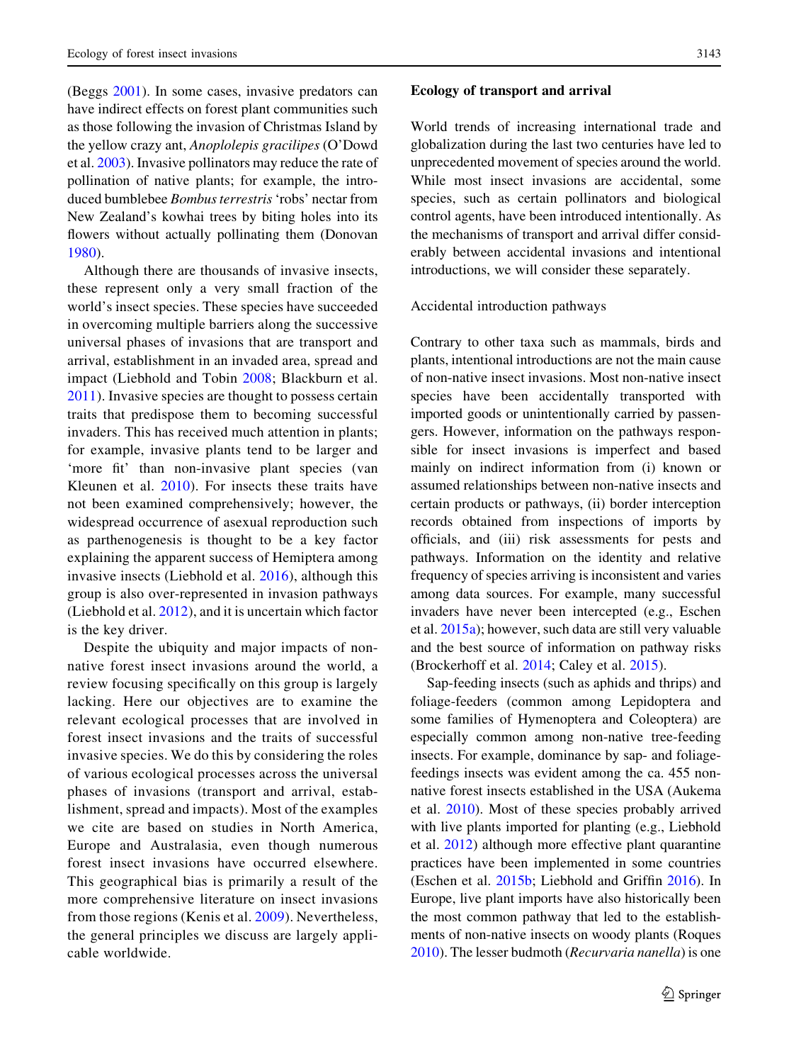(Beggs 2001). In some cases, invasive predators can have indirect effects on forest plant communities such as those following the invasion of Christmas Island by the yellow crazy ant, *Anoplolepis gracilipes* (O'Dowd et al. 2003). Invasive pollinators may reduce the rate of pollination of native plants; for example, the introduced bumblebee *Bombus terrestris* 'robs' nectar from New Zealand's kowhai trees by biting holes into its flowers without actually pollinating them (Donovan 1980).

Although there are thousands of invasive insects, these represent only a very small fraction of the world's insect species. These species have succeeded in overcoming multiple barriers along the successive universal phases of invasions that are transport and arrival, establishment in an invaded area, spread and impact (Liebhold and Tobin 2008; Blackburn et al. 2011). Invasive species are thought to possess certain traits that predispose them to becoming successful invaders. This has received much attention in plants; for example, invasive plants tend to be larger and 'more fit' than non-invasive plant species (van Kleunen et al. 2010). For insects these traits have not been examined comprehensively; however, the widespread occurrence of asexual reproduction such as parthenogenesis is thought to be a key factor explaining the apparent success of Hemiptera among invasive insects (Liebhold et al. 2016), although this group is also over-represented in invasion pathways (Liebhold et al. 2012), and it is uncertain which factor is the key driver.

Despite the ubiquity and major impacts of non-native forest insect invasions around the world, a review focusing specifically on this group is largely lacking. Here our objectives are to examine the relevant ecological processes that are involved in forest insect invasions and the traits of successful invasive species. We do this by considering the roles of various ecological processes across the universal phases of invasions (transport and arrival, establishment, spread and impacts). Most of the examples we cite are based on studies in North America, Europe and Australasia, even though numerous forest insect invasions have occurred elsewhere. This geographical bias is primarily a result of the more comprehensive literature on insect invasions from those regions (Kenis et al. 2009). Nevertheless, the general principles we discuss are largely applicable worldwide.

## Ecology of transport and arrival

World trends of increasing international trade and globalization during the last two centuries have led to unprecedented movement of species around the world. While most insect invasions are accidental, some species, such as certain pollinators and biological control agents, have been introduced intentionally. As the mechanisms of transport and arrival differ considerably between accidental invasions and intentional introductions, we will consider these separately.

### Accidental introduction pathways

Contrary to other taxa such as mammals, birds and plants, intentional introductions are not the main cause of non-native insect invasions. Most non-native insect species have been accidentally transported with imported goods or unintentionally carried by passengers. However, information on the pathways responsible for insect invasions is imperfect and based mainly on indirect information from (i) known or assumed relationships between non-native insects and certain products or pathways, (ii) border interception records obtained from inspections of imports by officials, and (iii) risk assessments for pests and pathways. Information on the identity and relative frequency of species arriving is inconsistent and varies among data sources. For example, many successful invaders have never been intercepted (e.g., Eschen et al. 2015a); however, such data are still very valuable and the best source of information on pathway risks (Brockerhoff et al. 2014; Caley et al. 2015).

Sap-feeding insects (such as aphids and thrips) and foliage-feeders (common among Lepidoptera and some families of Hymenoptera and Coleoptera) are especially common among non-native tree-feeding insects. For example, dominance by sap- and foliage-feedings insects was evident among the ca. 455 non-native forest insects established in the USA (Aukema et al. 2010). Most of these species probably arrived with live plants imported for planting (e.g., Liebhold et al. 2012) although more effective plant quarantine practices have been implemented in some countries (Eschen et al. 2015b; Liebhold and Griffin 2016). In Europe, live plant imports have also historically been the most common pathway that led to the establishments of non-native insects on woody plants (Roques 2010). The lesser budmoth (*Recurvaria nanella*) is one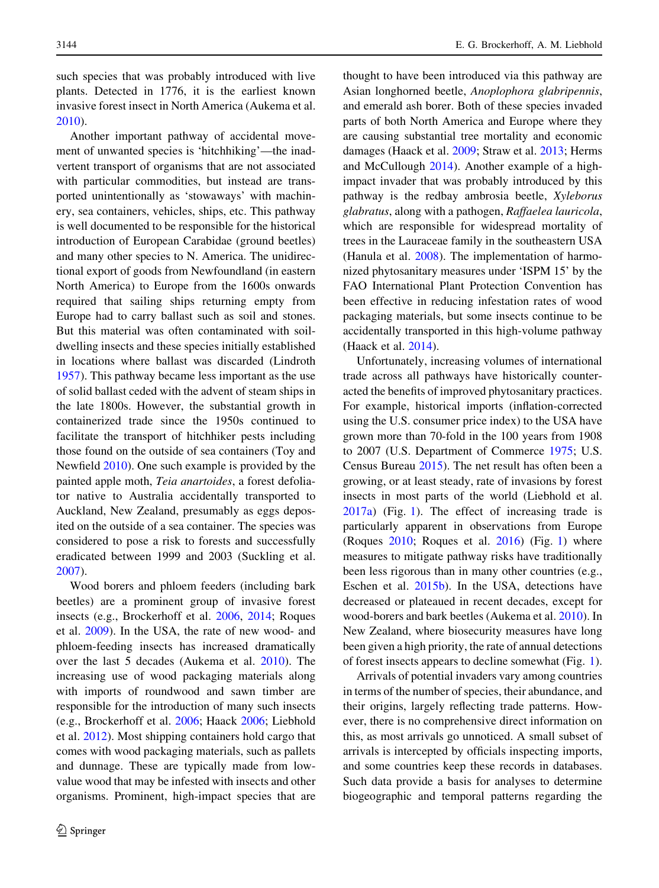such species that was probably introduced with live plants. Detected in 1776, it is the earliest known invasive forest insect in North America (Aukema et al. 2010).

Another important pathway of accidental movement of unwanted species is 'hitchhiking'—the inadvertent transport of organisms that are not associated with particular commodities, but instead are transported unintentionally as 'stowaways' with machinery, sea containers, vehicles, ships, etc. This pathway is well documented to be responsible for the historical introduction of European Carabidae (ground beetles) and many other species to N. America. The unidirectional export of goods from Newfoundland (in eastern North America) to Europe from the 1600s onwards required that sailing ships returning empty from Europe had to carry ballast such as soil and stones. But this material was often contaminated with soil-dwelling insects and these species initially established in locations where ballast was discarded (Lindroth 1957). This pathway became less important as the use of solid ballast ceded with the advent of steam ships in the late 1800s. However, the substantial growth in containerized trade since the 1950s continued to facilitate the transport of hitchhiker pests including those found on the outside of sea containers (Toy and Newfield 2010). One such example is provided by the painted apple moth, *Teia anartoides*, a forest defoliator native to Australia accidentally transported to Auckland, New Zealand, presumably as eggs deposited on the outside of a sea container. The species was considered to pose a risk to forests and successfully eradicated between 1999 and 2003 (Suckling et al. 2007).

Wood borers and phloem feeders (including bark beetles) are a prominent group of invasive forest insects (e.g., Brockerhoff et al. 2006, 2014; Roques et al. 2009). In the USA, the rate of new wood- and phloem-feeding insects has increased dramatically over the last 5 decades (Aukema et al. 2010). The increasing use of wood packaging materials along with imports of roundwood and sawn timber are responsible for the introduction of many such insects (e.g., Brockerhoff et al. 2006; Haack 2006; Liebhold et al. 2012). Most shipping containers hold cargo that comes with wood packaging materials, such as pallets and dunnage. These are typically made from low-value wood that may be infested with insects and other organisms. Prominent, high-impact species that are thought to have been introduced via this pathway are Asian longhorned beetle, *Anoplophora glabripennis*, and emerald ash borer. Both of these species invaded parts of both North America and Europe where they are causing substantial tree mortality and economic damages (Haack et al. 2009; Straw et al. 2013; Herms and McCullough 2014). Another example of a high-impact invader that was probably introduced by this pathway is the redbay ambrosia beetle, *Xyleborus glabratus*, along with a pathogen, *Raffaelea lauricola*, which are responsible for widespread mortality of trees in the Lauraceae family in the southeastern USA (Hanula et al. 2008). The implementation of harmonized phytosanitary measures under 'ISPM 15' by the FAO International Plant Protection Convention has been effective in reducing infestation rates of wood packaging materials, but some insects continue to be accidentally transported in this high-volume pathway (Haack et al. 2014).

Unfortunately, increasing volumes of international trade across all pathways have historically counteracted the benefits of improved phytosanitary practices. For example, historical imports (inflation-corrected using the U.S. consumer price index) to the USA have grown more than 70-fold in the 100 years from 1908 to 2007 (U.S. Department of Commerce 1975; U.S. Census Bureau 2015). The net result has often been a growing, or at least steady, rate of invasions by forest insects in most parts of the world (Liebhold et al. 2017a) (Fig. 1). The effect of increasing trade is particularly apparent in observations from Europe (Roques 2010; Roques et al. 2016) (Fig. 1) where measures to mitigate pathway risks have traditionally been less rigorous than in many other countries (e.g., Eschen et al. 2015b). In the USA, detections have decreased or plateaued in recent decades, except for wood-borers and bark beetles (Aukema et al. 2010). In New Zealand, where biosecurity measures have long been given a high priority, the rate of annual detections of forest insects appears to decline somewhat (Fig. 1).

Arrivals of potential invaders vary among countries in terms of the number of species, their abundance, and their origins, largely reflecting trade patterns. However, there is no comprehensive direct information on this, as most arrivals go unnoticed. A small subset of arrivals is intercepted by officials inspecting imports, and some countries keep these records in databases. Such data provide a basis for analyses to determine biogeographic and temporal patterns regarding the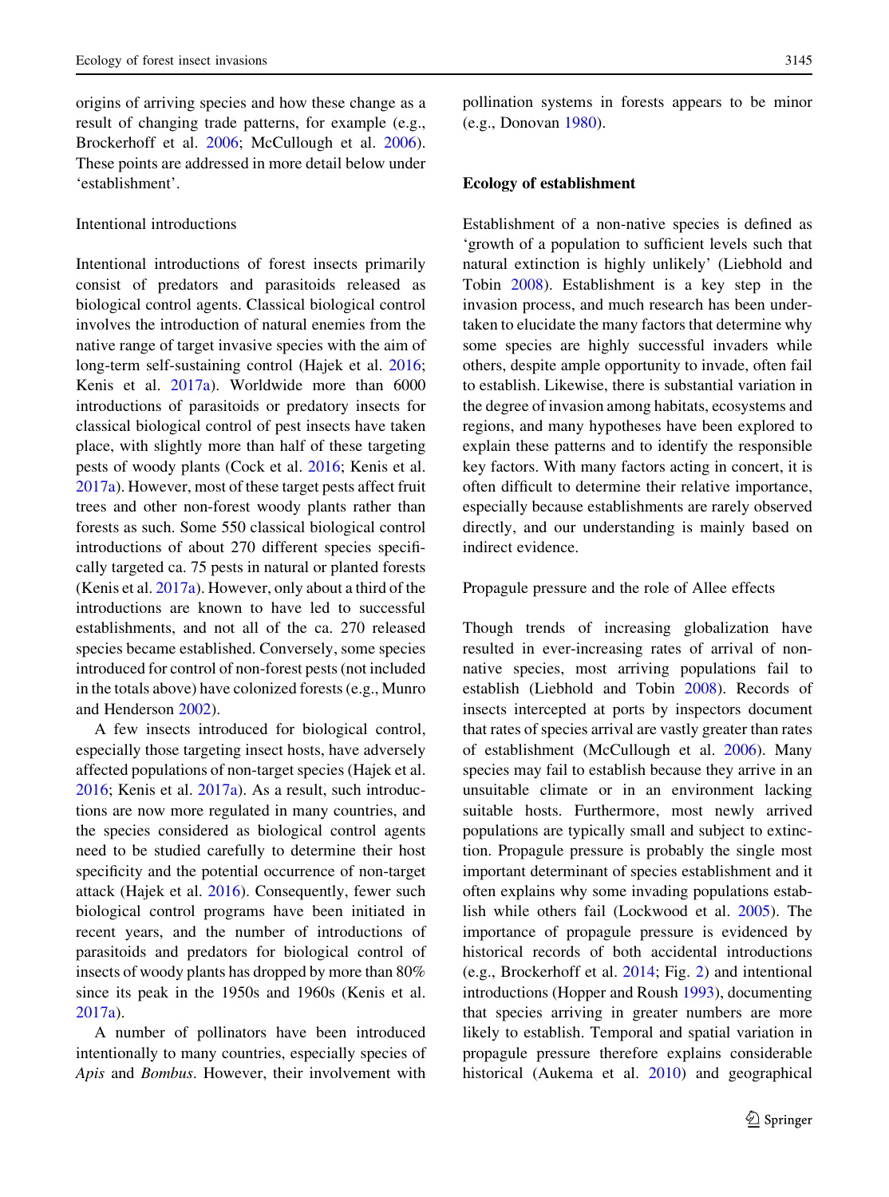origins of arriving species and how these change as a result of changing trade patterns, for example (e.g., Brockerhoff et al. 2006; McCullough et al. 2006). These points are addressed in more detail below under 'establishment'.

### Intentional introductions

Intentional introductions of forest insects primarily consist of predators and parasitoids released as biological control agents. Classical biological control involves the introduction of natural enemies from the native range of target invasive species with the aim of long-term self-sustaining control (Hajek et al. 2016; Kenis et al. 2017a). Worldwide more than 6000 introductions of parasitoids or predatory insects for classical biological control of pest insects have taken place, with slightly more than half of these targeting pests of woody plants (Cock et al. 2016; Kenis et al. 2017a). However, most of these target pests affect fruit trees and other non-forest woody plants rather than forests as such. Some 550 classical biological control introductions of about 270 different species specifically targeted ca. 75 pests in natural or planted forests (Kenis et al. 2017a). However, only about a third of the introductions are known to have led to successful establishments, and not all of the ca. 270 released species became established. Conversely, some species introduced for control of non-forest pests (not included in the totals above) have colonized forests (e.g., Munro and Henderson 2002).

A few insects introduced for biological control, especially those targeting insect hosts, have adversely affected populations of non-target species (Hajek et al. 2016; Kenis et al. 2017a). As a result, such introductions are now more regulated in many countries, and the species considered as biological control agents need to be studied carefully to determine their host specificity and the potential occurrence of non-target attack (Hajek et al. 2016). Consequently, fewer such biological control programs have been initiated in recent years, and the number of introductions of parasitoids and predators for biological control of insects of woody plants has dropped by more than 80% since its peak in the 1950s and 1960s (Kenis et al. 2017a).

A number of pollinators have been introduced intentionally to many countries, especially species of *Apis* and *Bombus*. However, their involvement with pollination systems in forests appears to be minor (e.g., Donovan 1980).

## Ecology of establishment

Establishment of a non-native species is defined as 'growth of a population to sufficient levels such that natural extinction is highly unlikely' (Liebhold and Tobin 2008). Establishment is a key step in the invasion process, and much research has been undertaken to elucidate the many factors that determine why some species are highly successful invaders while others, despite ample opportunity to invade, often fail to establish. Likewise, there is substantial variation in the degree of invasion among habitats, ecosystems and regions, and many hypotheses have been explored to explain these patterns and to identify the responsible key factors. With many factors acting in concert, it is often difficult to determine their relative importance, especially because establishments are rarely observed directly, and our understanding is mainly based on indirect evidence.

### Propagule pressure and the role of Allee effects

Though trends of increasing globalization have resulted in ever-increasing rates of arrival of non-native species, most arriving populations fail to establish (Liebhold and Tobin 2008). Records of insects intercepted at ports by inspectors document that rates of species arrival are vastly greater than rates of establishment (McCullough et al. 2006). Many species may fail to establish because they arrive in an unsuitable climate or in an environment lacking suitable hosts. Furthermore, most newly arrived populations are typically small and subject to extinction. Propagule pressure is probably the single most important determinant of species establishment and it often explains why some invading populations establish while others fail (Lockwood et al. 2005). The importance of propagule pressure is evidenced by historical records of both accidental introductions (e.g., Brockerhoff et al. 2014; Fig. 2) and intentional introductions (Hopper and Roush 1993), documenting that species arriving in greater numbers are more likely to establish. Temporal and spatial variation in propagule pressure therefore explains considerable historical (Aukema et al. 2010) and geographical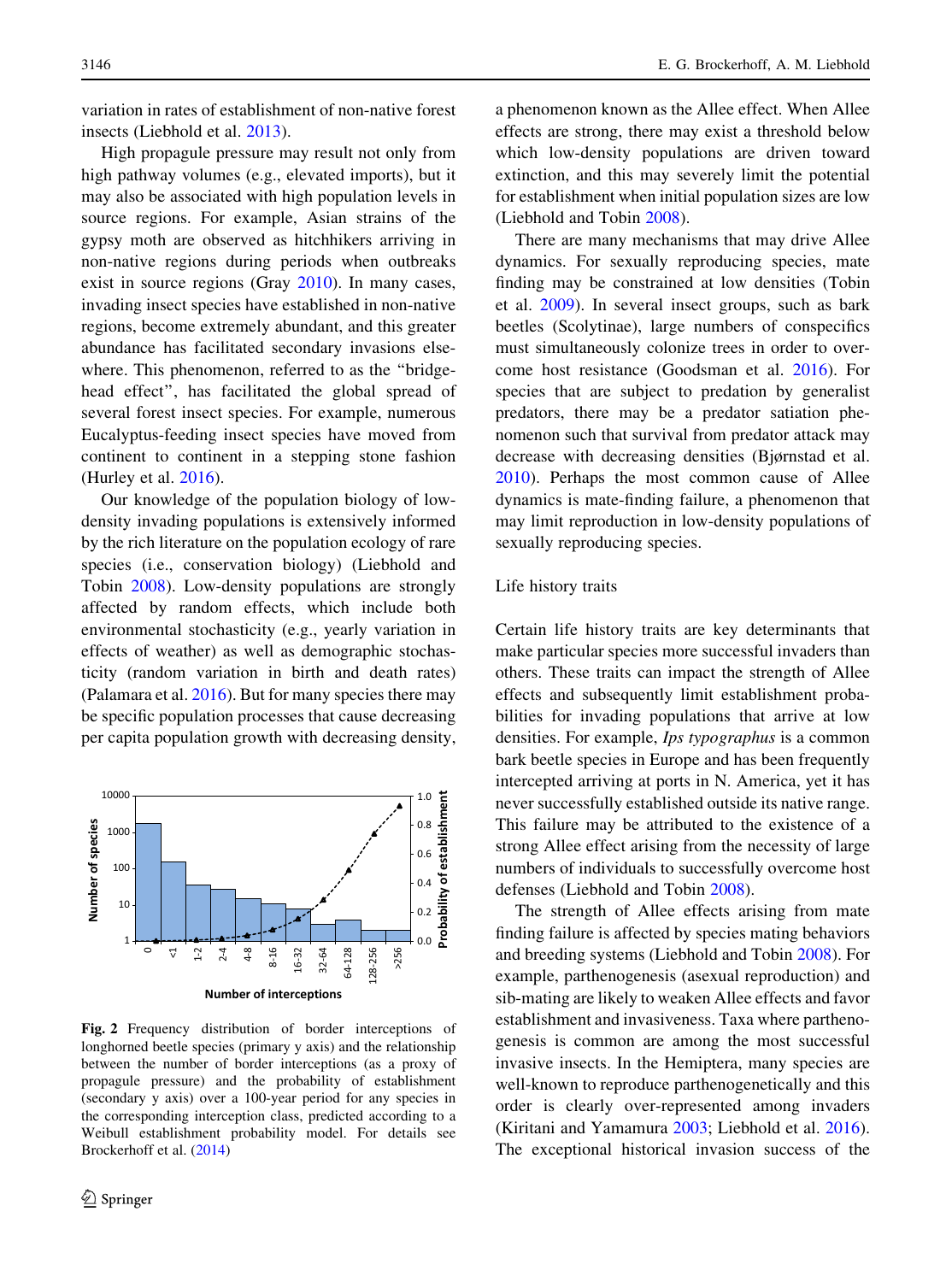variation in rates of establishment of non-native forest insects (Liebhold et al. 2013).

High propagule pressure may result not only from high pathway volumes (e.g., elevated imports), but it may also be associated with high population levels in source regions. For example, Asian strains of the gypsy moth are observed as hitchhikers arriving in non-native regions during periods when outbreaks exist in source regions (Gray 2010). In many cases, invading insect species have established in non-native regions, become extremely abundant, and this greater abundance has facilitated secondary invasions elsewhere. This phenomenon, referred to as the "bridgehead effect", has facilitated the global spread of several forest insect species. For example, numerous Eucalyptus-feeding insect species have moved from continent to continent in a stepping stone fashion (Hurley et al. 2016).

Our knowledge of the population biology of low-density invading populations is extensively informed by the rich literature on the population ecology of rare species (i.e., conservation biology) (Liebhold and Tobin 2008). Low-density populations are strongly affected by random effects, which include both environmental stochasticity (e.g., yearly variation in effects of weather) as well as demographic stochasticity (random variation in birth and death rates) (Palamara et al. 2016). But for many species there may be specific population processes that cause decreasing per capita population growth with decreasing density, a phenomenon known as the Allee effect. When Allee effects are strong, there may exist a threshold below which low-density populations are driven toward extinction, and this may severely limit the potential for establishment when initial population sizes are low (Liebhold and Tobin 2008).

**Fig. 2** Frequency distribution of border interceptions of longhorned beetle species (primary y axis) and the relationship between the number of border interceptions (as a proxy of propagule pressure) and the probability of establishment (secondary y axis) over a 100-year period for any species in the corresponding interception class, predicted according to a Weibull establishment probability model. For details see Brockerhoff et al. (2014)

There are many mechanisms that may drive Allee dynamics. For sexually reproducing species, mate finding may be constrained at low densities (Tobin et al. 2009). In several insect groups, such as bark beetles (Scolytinae), large numbers of conspecifics must simultaneously colonize trees in order to overcome host resistance (Goodsman et al. 2016). For species that are subject to predation by generalist predators, there may be a predator satiation phenomenon such that survival from predator attack may decrease with decreasing densities (Bjørnstad et al. 2010). Perhaps the most common cause of Allee dynamics is mate-finding failure, a phenomenon that may limit reproduction in low-density populations of sexually reproducing species.

## Life history traits

Certain life history traits are key determinants that make particular species more successful invaders than others. These traits can impact the strength of Allee effects and subsequently limit establishment probabilities for invading populations that arrive at low densities. For example, *Ips typographus* is a common bark beetle species in Europe and has been frequently intercepted arriving at ports in N. America, yet it has never successfully established outside its native range. This failure may be attributed to the existence of a strong Allee effect arising from the necessity of large numbers of individuals to successfully overcome host defenses (Liebhold and Tobin 2008).

The strength of Allee effects arising from mate finding failure is affected by species mating behaviors and breeding systems (Liebhold and Tobin 2008). For example, parthenogenesis (asexual reproduction) and sib-mating are likely to weaken Allee effects and favor establishment and invasiveness. Taxa where parthenogenesis is common are among the most successful invasive insects. In the Hemiptera, many species are well-known to reproduce parthenogenetically and this order is clearly over-represented among invaders (Kiritani and Yamamura 2003; Liebhold et al. 2016). The exceptional historical invasion success of the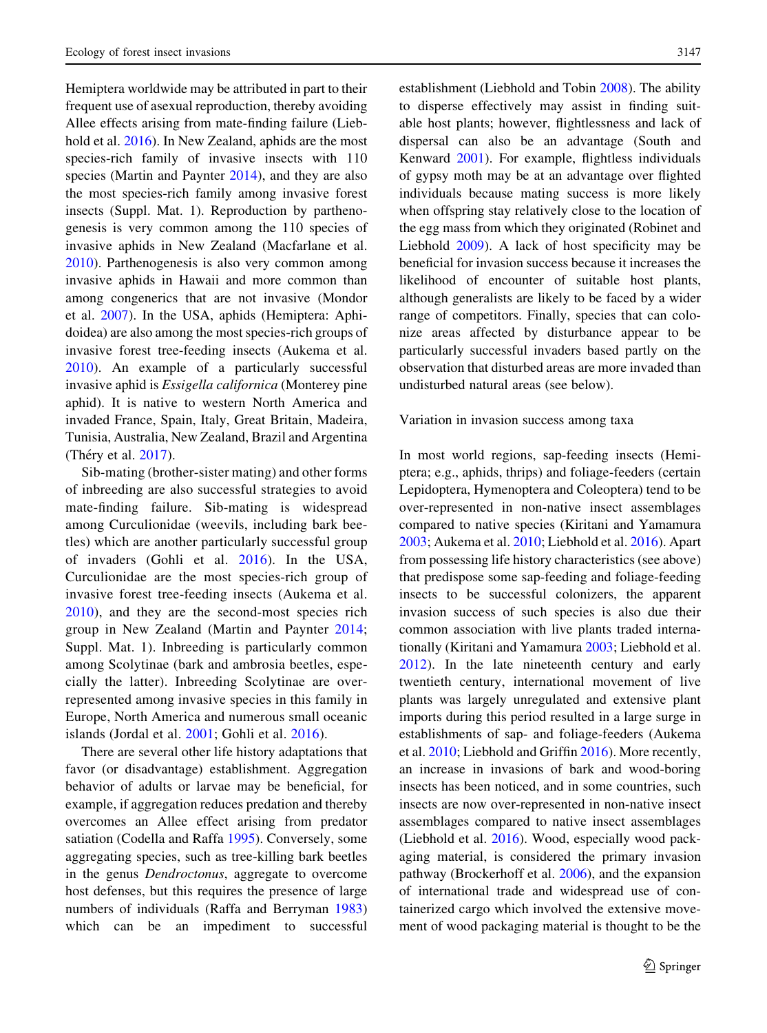Hemiptera worldwide may be attributed in part to their frequent use of asexual reproduction, thereby avoiding Allee effects arising from mate-finding failure (Liebhold et al. 2016). In New Zealand, aphids are the most species-rich family of invasive insects with 110 species (Martin and Paynter 2014), and they are also the most species-rich family among invasive forest insects (Suppl. Mat. 1). Reproduction by parthenogenesis is very common among the 110 species of invasive aphids in New Zealand (Macfarlane et al. 2010). Parthenogenesis is also very common among invasive aphids in Hawaii and more common than among congenerics that are not invasive (Mondor et al. 2007). In the USA, aphids (Hemiptera: Aphidoidea) are also among the most species-rich groups of invasive forest tree-feeding insects (Aukema et al. 2010). An example of a particularly successful invasive aphid is *Essigella californica* (Monterey pine aphid). It is native to western North America and invaded France, Spain, Italy, Great Britain, Madeira, Tunisia, Australia, New Zealand, Brazil and Argentina (Théry et al. 2017).

Sib-mating (brother-sister mating) and other forms of inbreeding are also successful strategies to avoid mate-finding failure. Sib-mating is widespread among Curculionidae (weevils, including bark beetles) which are another particularly successful group of invaders (Gohli et al. 2016). In the USA, Curculionidae are the most species-rich group of invasive forest tree-feeding insects (Aukema et al. 2010), and they are the second-most species rich group in New Zealand (Martin and Paynter 2014; Suppl. Mat. 1). Inbreeding is particularly common among Scolytinae (bark and ambrosia beetles, especially the latter). Inbreeding Scolytinae are over-represented among invasive species in this family in Europe, North America and numerous small oceanic islands (Jordal et al. 2001; Gohli et al. 2016).

There are several other life history adaptations that favor (or disadvantage) establishment. Aggregation behavior of adults or larvae may be beneficial, for example, if aggregation reduces predation and thereby overcomes an Allee effect arising from predator satiation (Codella and Raffa 1995). Conversely, some aggregating species, such as tree-killing bark beetles in the genus *Dendroctonus*, aggregate to overcome host defenses, but this requires the presence of large numbers of individuals (Raffa and Berryman 1983) which can be an impediment to successful establishment (Liebhold and Tobin 2008). The ability to disperse effectively may assist in finding suitable host plants; however, flightlessness and lack of dispersal can also be an advantage (South and Kenward 2001). For example, flightless individuals of gypsy moth may be at an advantage over flighted individuals because mating success is more likely when offspring stay relatively close to the location of the egg mass from which they originated (Robinet and Liebhold 2009). A lack of host specificity may be beneficial for invasion success because it increases the likelihood of encounter of suitable host plants, although generalists are likely to be faced by a wider range of competitors. Finally, species that can colonize areas affected by disturbance appear to be particularly successful invaders based partly on the observation that disturbed areas are more invaded than undisturbed natural areas (see below).

## Variation in invasion success among taxa

In most world regions, sap-feeding insects (Hemiptera; e.g., aphids, thrips) and foliage-feeders (certain Lepidoptera, Hymenoptera and Coleoptera) tend to be over-represented in non-native insect assemblages compared to native species (Kiritani and Yamamura 2003; Aukema et al. 2010; Liebhold et al. 2016). Apart from possessing life history characteristics (see above) that predispose some sap-feeding and foliage-feeding insects to be successful colonizers, the apparent invasion success of such species is also due their common association with live plants traded internationally (Kiritani and Yamamura 2003; Liebhold et al. 2012). In the late nineteenth century and early twentieth century, international movement of live plants was largely unregulated and extensive plant imports during this period resulted in a large surge in establishments of sap- and foliage-feeders (Aukema et al. 2010; Liebhold and Griffin 2016). More recently, an increase in invasions of bark and wood-boring insects has been noticed, and in some countries, such insects are now over-represented in non-native insect assemblages compared to native insect assemblages (Liebhold et al. 2016). Wood, especially wood packaging material, is considered the primary invasion pathway (Brockerhoff et al. 2006), and the expansion of international trade and widespread use of containerized cargo which involved the extensive movement of wood packaging material is thought to be the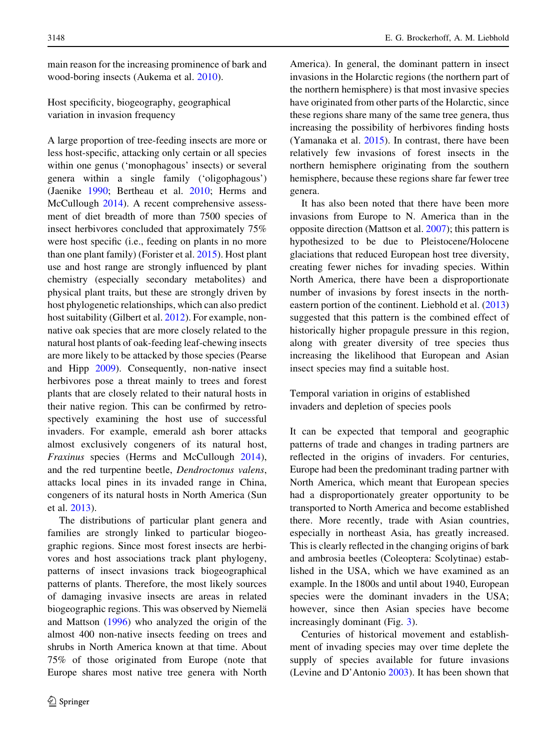main reason for the increasing prominence of bark and wood-boring insects (Aukema et al. 2010).

## Host specificity, biogeography, geographical variation in invasion frequency

A large proportion of tree-feeding insects are more or less host-specific, attacking only certain or all species within one genus ('monophagous' insects) or several genera within a single family ('oligophagous') (Jaenike 1990; Bertheau et al. 2010; Herms and McCullough 2014). A recent comprehensive assessment of diet breadth of more than 7500 species of insect herbivores concluded that approximately 75% were host specific (i.e., feeding on plants in no more than one plant family) (Forister et al. 2015). Host plant use and host range are strongly influenced by plant chemistry (especially secondary metabolites) and physical plant traits, but these are strongly driven by host phylogenetic relationships, which can also predict host suitability (Gilbert et al. 2012). For example, non-native oak species that are more closely related to the natural host plants of oak-feeding leaf-chewing insects are more likely to be attacked by those species (Pearse and Hipp 2009). Consequently, non-native insect herbivores pose a threat mainly to trees and forest plants that are closely related to their natural hosts in their native region. This can be confirmed by retrospectively examining the host use of successful invaders. For example, emerald ash borer attacks almost exclusively congeners of its natural host, *Fraxinus* species (Herms and McCullough 2014), and the red turpentine beetle, *Dendroctonus valens*, attacks local pines in its invaded range in China, congeners of its natural hosts in North America (Sun et al. 2013).

The distributions of particular plant genera and families are strongly linked to particular biogeographic regions. Since most forest insects are herbivores and host associations track plant phylogeny, patterns of insect invasions track biogeographical patterns of plants. Therefore, the most likely sources of damaging invasive insects are areas in related biogeographic regions. This was observed by Niemelä and Mattson (1996) who analyzed the origin of the almost 400 non-native insects feeding on trees and shrubs in North America known at that time. About 75% of those originated from Europe (note that Europe shares most native tree genera with North America). In general, the dominant pattern in insect invasions in the Holarctic regions (the northern part of the northern hemisphere) is that most invasive species have originated from other parts of the Holarctic, since these regions share many of the same tree genera, thus increasing the possibility of herbivores finding hosts (Yamanaka et al. 2015). In contrast, there have been relatively few invasions of forest insects in the northern hemisphere originating from the southern hemisphere, because these regions share far fewer tree genera.

It has also been noted that there have been more invasions from Europe to N. America than in the opposite direction (Mattson et al. 2007); this pattern is hypothesized to be due to Pleistocene/Holocene glaciations that reduced European host tree diversity, creating fewer niches for invading species. Within North America, there have been a disproportionate number of invasions by forest insects in the northeastern portion of the continent. Liebhold et al. (2013) suggested that this pattern is the combined effect of historically higher propagule pressure in this region, along with greater diversity of tree species thus increasing the likelihood that European and Asian insect species may find a suitable host.

## Temporal variation in origins of established invaders and depletion of species pools

It can be expected that temporal and geographic patterns of trade and changes in trading partners are reflected in the origins of invaders. For centuries, Europe had been the predominant trading partner with North America, which meant that European species had a disproportionately greater opportunity to be transported to North America and become established there. More recently, trade with Asian countries, especially in northeast Asia, has greatly increased. This is clearly reflected in the changing origins of bark and ambrosia beetles (Coleoptera: Scolytinae) established in the USA, which we have examined as an example. In the 1800s and until about 1940, European species were the dominant invaders in the USA; however, since then Asian species have become increasingly dominant (Fig. 3).

Centuries of historical movement and establishment of invading species may over time deplete the supply of species available for future invasions (Levine and D'Antonio 2003). It has been shown that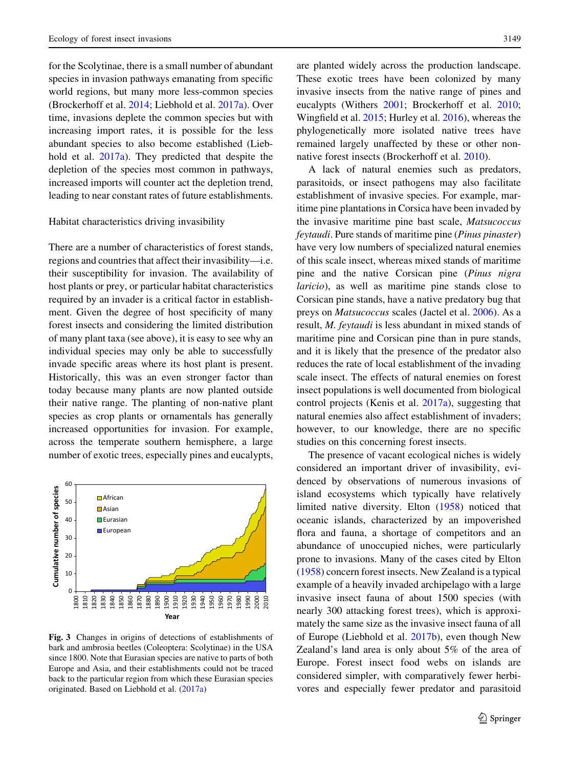for the Scolytinae, there is a small number of abundant species in invasion pathways emanating from specific world regions, but many more less-common species (Brockerhoff et al. 2014; Liebhold et al. 2017a). Over time, invasions deplete the common species but with increasing import rates, it is possible for the less abundant species to also become established (Liebhold et al. 2017a). They predicted that despite the depletion of the species most common in pathways, increased imports will counter act the depletion trend, leading to near constant rates of future establishments.

### Habitat characteristics driving invasibility

There are a number of characteristics of forest stands, regions and countries that affect their invasibility—i.e. their susceptibility for invasion. The availability of host plants or prey, or particular habitat characteristics required by an invader is a critical factor in establishment. Given the degree of host specificity of many forest insects and considering the limited distribution of many plant taxa (see above), it is easy to see why an individual species may only be able to successfully invade specific areas where its host plant is present. Historically, this was an even stronger factor than today because many plants are now planted outside their native range. The planting of non-native plant species as crop plants or ornamentals has generally increased opportunities for invasion. For example, across the temperate southern hemisphere, a large number of exotic trees, especially pines and eucalypts, are planted widely across the production landscape. These exotic trees have been colonized by many invasive insects from the native range of pines and eucalypts (Withers 2001; Brockerhoff et al. 2010; Wingfield et al. 2015; Hurley et al. 2016), whereas the phylogenetically more isolated native trees have remained largely unaffected by these or other non-native forest insects (Brockerhoff et al. 2010).

**Fig. 3** Changes in origins of detections of establishments of bark and ambrosia beetles (Coleoptera: Scolytinae) in the USA since 1800. Note that Eurasian species are native to parts of both Europe and Asia, and their establishments could not be traced back to the particular region from which these Eurasian species originated. Based on Liebhold et al. (2017a)

A lack of natural enemies such as predators, parasitoids, or insect pathogens may also facilitate establishment of invasive species. For example, maritime pine plantations in Corsica have been invaded by the invasive maritime pine bast scale, *Matsucoccus feytaudi*. Pure stands of maritime pine (*Pinus pinaster*) have very low numbers of specialized natural enemies of this scale insect, whereas mixed stands of maritime pine and the native Corsican pine (*Pinus nigra laricio*), as well as maritime pine stands close to Corsican pine stands, have a native predatory bug that preys on *Matsucoccus* scales (Jactel et al. 2006). As a result, *M. feytaudi* is less abundant in mixed stands of maritime pine and Corsican pine than in pure stands, and it is likely that the presence of the predator also reduces the rate of local establishment of the invading scale insect. The effects of natural enemies on forest insect populations is well documented from biological control projects (Kenis et al. 2017a), suggesting that natural enemies also affect establishment of invaders; however, to our knowledge, there are no specific studies on this concerning forest insects.

The presence of vacant ecological niches is widely considered an important driver of invasibility, evidenced by observations of numerous invasions of island ecosystems which typically have relatively limited native diversity. Elton (1958) noticed that oceanic islands, characterized by an impoverished flora and fauna, a shortage of competitors and an abundance of unoccupied niches, were particularly prone to invasions. Many of the cases cited by Elton (1958) concern forest insects. New Zealand is a typical example of a heavily invaded archipelago with a large invasive insect fauna of about 1500 species (with nearly 300 attacking forest trees), which is approximately the same size as the invasive insect fauna of all of Europe (Liebhold et al. 2017b), even though New Zealand's land area is only about 5% of the area of Europe. Forest insect food webs on islands are considered simpler, with comparatively fewer herbivores and especially fewer predator and parasitoid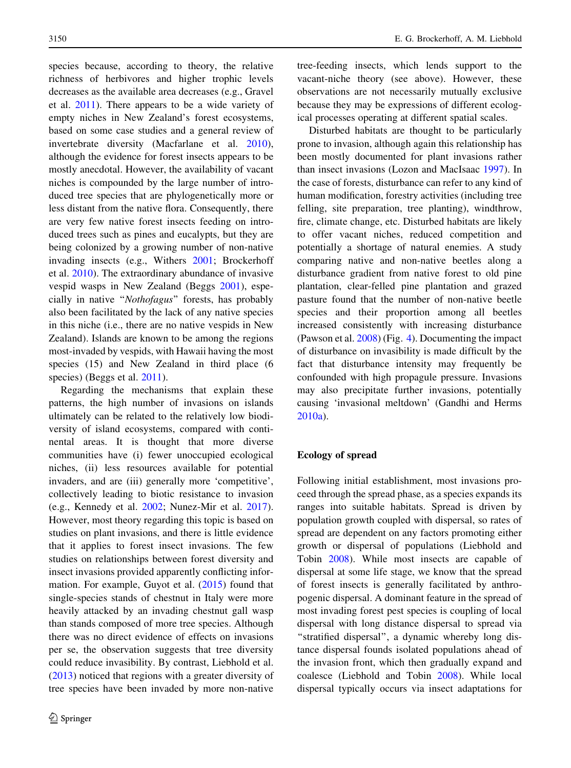species because, according to theory, the relative richness of herbivores and higher trophic levels decreases as the available area decreases (e.g., Gravel et al. 2011). There appears to be a wide variety of empty niches in New Zealand's forest ecosystems, based on some case studies and a general review of invertebrate diversity (Macfarlane et al. 2010), although the evidence for forest insects appears to be mostly anecdotal. However, the availability of vacant niches is compounded by the large number of introduced tree species that are phylogenetically more or less distant from the native flora. Consequently, there are very few native forest insects feeding on introduced trees such as pines and eucalypts, but they are being colonized by a growing number of non-native invading insects (e.g., Withers 2001; Brockerhoff et al. 2010). The extraordinary abundance of invasive vespid wasps in New Zealand (Beggs 2001), especially in native "*Nothofagus*" forests, has probably also been facilitated by the lack of any native species in this niche (i.e., there are no native vespids in New Zealand). Islands are known to be among the regions most-invaded by vespids, with Hawaii having the most species (15) and New Zealand in third place (6 species) (Beggs et al. 2011).

Regarding the mechanisms that explain these patterns, the high number of invasions on islands ultimately can be related to the relatively low biodiversity of island ecosystems, compared with continental areas. It is thought that more diverse communities have (i) fewer unoccupied ecological niches, (ii) less resources available for potential invaders, and are (iii) generally more 'competitive', collectively leading to biotic resistance to invasion (e.g., Kennedy et al. 2002; Nunez-Mir et al. 2017). However, most theory regarding this topic is based on studies on plant invasions, and there is little evidence that it applies to forest insect invasions. The few studies on relationships between forest diversity and insect invasions provided apparently conflicting information. For example, Guyot et al. (2015) found that single-species stands of chestnut in Italy were more heavily attacked by an invading chestnut gall wasp than stands composed of more tree species. Although there was no direct evidence of effects on invasions per se, the observation suggests that tree diversity could reduce invasibility. By contrast, Liebhold et al. (2013) noticed that regions with a greater diversity of tree species have been invaded by more non-native tree-feeding insects, which lends support to the vacant-niche theory (see above). However, these observations are not necessarily mutually exclusive because they may be expressions of different ecological processes operating at different spatial scales.

Disturbed habitats are thought to be particularly prone to invasion, although again this relationship has been mostly documented for plant invasions rather than insect invasions (Lozon and MacIsaac 1997). In the case of forests, disturbance can refer to any kind of human modification, forestry activities (including tree felling, site preparation, tree planting), windthrow, fire, climate change, etc. Disturbed habitats are likely to offer vacant niches, reduced competition and potentially a shortage of natural enemies. A study comparing native and non-native beetles along a disturbance gradient from native forest to old pine plantation, clear-felled pine plantation and grazed pasture found that the number of non-native beetle species and their proportion among all beetles increased consistently with increasing disturbance (Pawson et al. 2008) (Fig. 4). Documenting the impact of disturbance on invasibility is made difficult by the fact that disturbance intensity may frequently be confounded with high propagule pressure. Invasions may also precipitate further invasions, potentially causing 'invasional meltdown' (Gandhi and Herms 2010a).

## Ecology of spread

Following initial establishment, most invasions proceed through the spread phase, as a species expands its ranges into suitable habitats. Spread is driven by population growth coupled with dispersal, so rates of spread are dependent on any factors promoting either growth or dispersal of populations (Liebhold and Tobin 2008). While most insects are capable of dispersal at some life stage, we know that the spread of forest insects is generally facilitated by anthropogenic dispersal. A dominant feature in the spread of most invading forest pest species is coupling of local dispersal with long distance dispersal to spread via "stratified dispersal", a dynamic whereby long distance dispersal founds isolated populations ahead of the invasion front, which then gradually expand and coalesce (Liebhold and Tobin 2008). While local dispersal typically occurs via insect adaptations for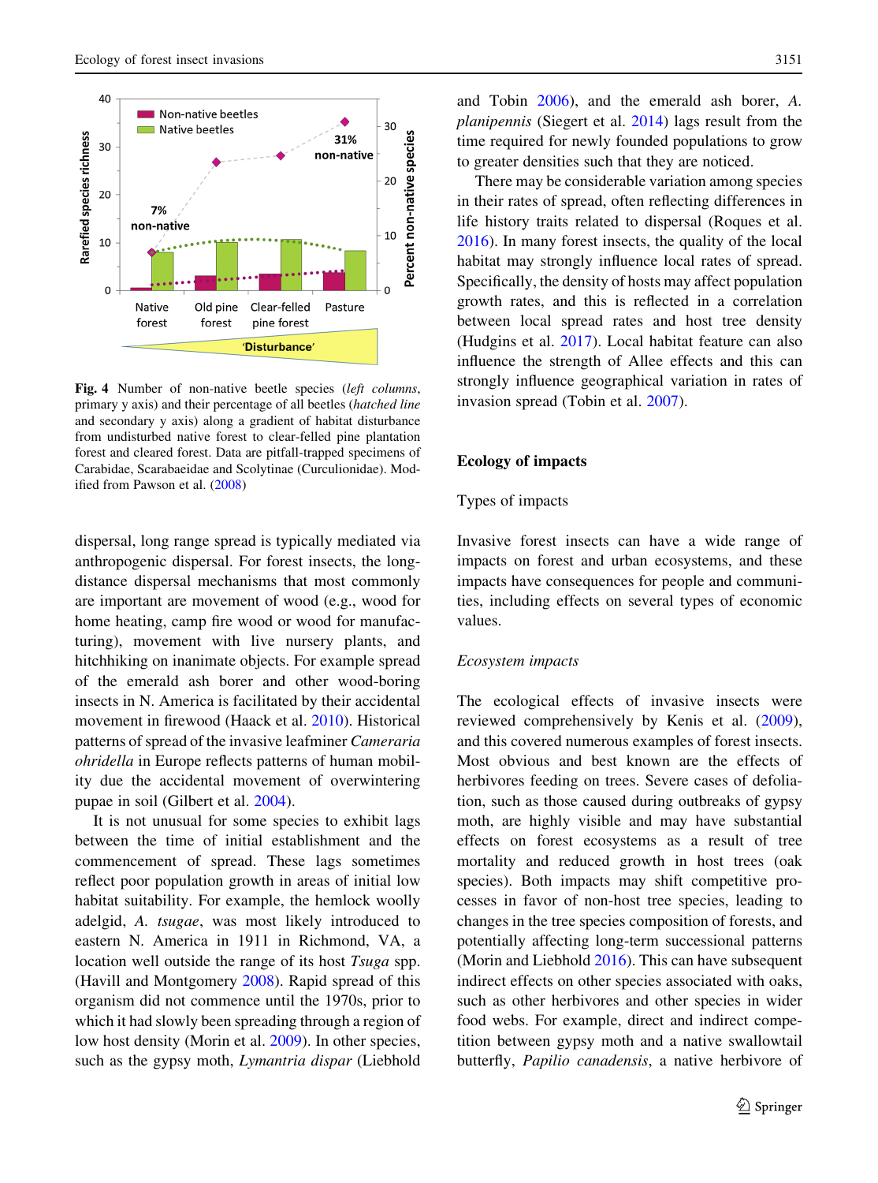**Fig. 4** Number of non-native beetle species (*left columns*, primary y axis) and their percentage of all beetles (*hatched line* and secondary y axis) along a gradient of habitat disturbance from undisturbed native forest to clear-felled pine plantation forest and cleared forest. Data are pitfall-trapped specimens of Carabidae, Scarabaeidae and Scolytinae (Curculionidae). Modified from Pawson et al. (2008)

dispersal, long range spread is typically mediated via anthropogenic dispersal. For forest insects, the long-distance dispersal mechanisms that most commonly are important are movement of wood (e.g., wood for home heating, camp fire wood or wood for manufacturing), movement with live nursery plants, and hitchhiking on inanimate objects. For example spread of the emerald ash borer and other wood-boring insects in N. America is facilitated by their accidental movement in firewood (Haack et al. 2010). Historical patterns of spread of the invasive leafminer *Cameraria ohridella* in Europe reflects patterns of human mobility due the accidental movement of overwintering pupae in soil (Gilbert et al. 2004).

It is not unusual for some species to exhibit lags between the time of initial establishment and the commencement of spread. These lags sometimes reflect poor population growth in areas of initial low habitat suitability. For example, the hemlock woolly adelgid, *A. tsugae*, was most likely introduced to eastern N. America in 1911 in Richmond, VA, a location well outside the range of its host *Tsuga* spp. (Havill and Montgomery 2008). Rapid spread of this organism did not commence until the 1970s, prior to which it had slowly been spreading through a region of low host density (Morin et al. 2009). In other species, such as the gypsy moth, *Lymantria dispar* (Liebhold and Tobin 2006), and the emerald ash borer, *A. planipennis* (Siegert et al. 2014) lags result from the time required for newly founded populations to grow to greater densities such that they are noticed.

There may be considerable variation among species in their rates of spread, often reflecting differences in life history traits related to dispersal (Roques et al. 2016). In many forest insects, the quality of the local habitat may strongly influence local rates of spread. Specifically, the density of hosts may affect population growth rates, and this is reflected in a correlation between local spread rates and host tree density (Hudgins et al. 2017). Local habitat feature can also influence the strength of Allee effects and this can strongly influence geographical variation in rates of invasion spread (Tobin et al. 2007).

## Ecology of impacts

### Types of impacts

Invasive forest insects can have a wide range of impacts on forest and urban ecosystems, and these impacts have consequences for people and communities, including effects on several types of economic values.

#### *Ecosystem impacts*

The ecological effects of invasive insects were reviewed comprehensively by Kenis et al. (2009), and this covered numerous examples of forest insects. Most obvious and best known are the effects of herbivores feeding on trees. Severe cases of defoliation, such as those caused during outbreaks of gypsy moth, are highly visible and may have substantial effects on forest ecosystems as a result of tree mortality and reduced growth in host trees (oak species). Both impacts may shift competitive processes in favor of non-host tree species, leading to changes in the tree species composition of forests, and potentially affecting long-term successional patterns (Morin and Liebhold 2016). This can have subsequent indirect effects on other species associated with oaks, such as other herbivores and other species in wider food webs. For example, direct and indirect competition between gypsy moth and a native swallowtail butterfly, *Papilio canadensis*, a native herbivore of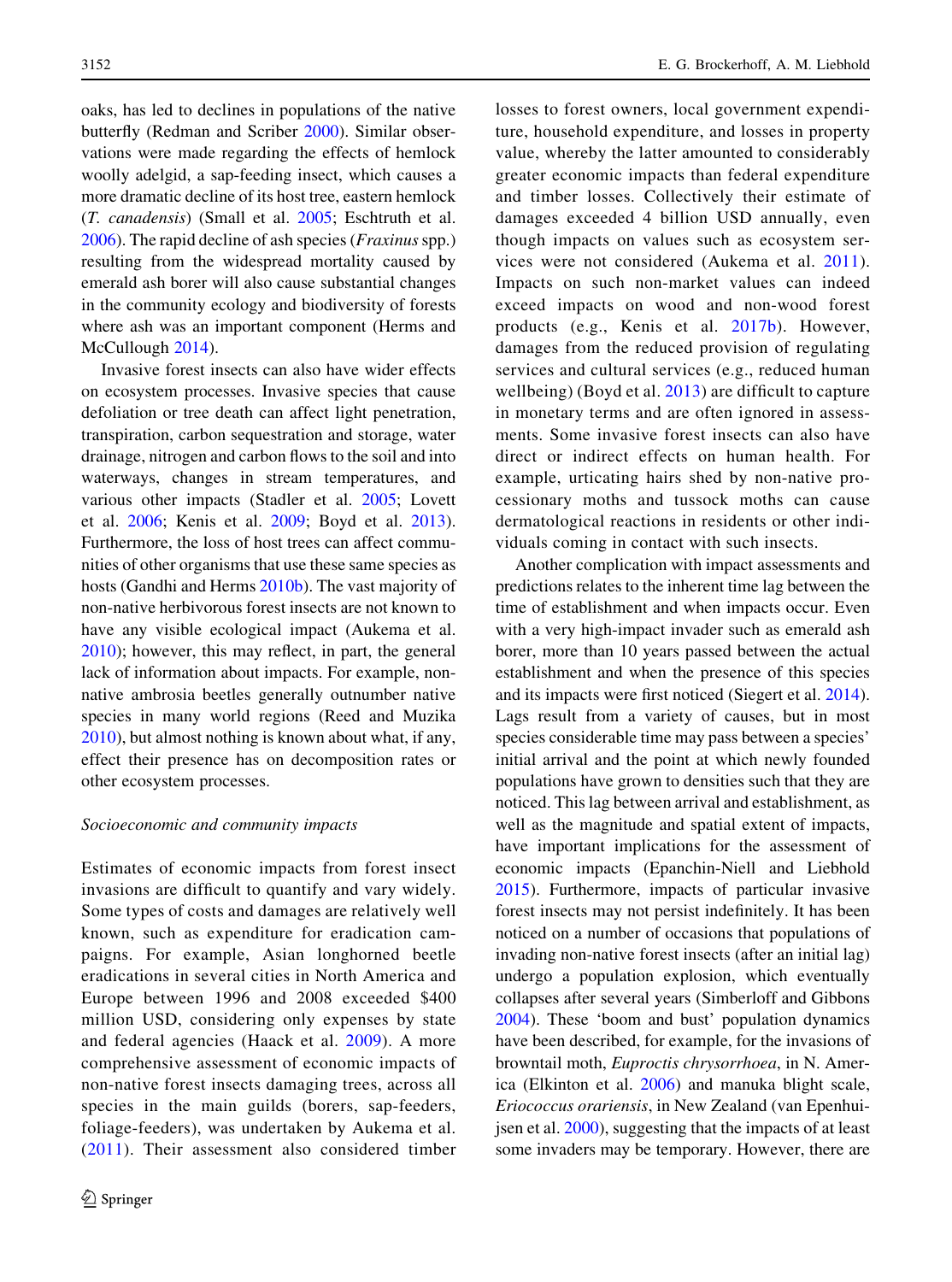oaks, has led to declines in populations of the native butterfly (Redman and Scriber 2000). Similar observations were made regarding the effects of hemlock woolly adelgid, a sap-feeding insect, which causes a more dramatic decline of its host tree, eastern hemlock (*T. canadensis*) (Small et al. 2005; Eschtruth et al. 2006). The rapid decline of ash species (*Fraxinus* spp.) resulting from the widespread mortality caused by emerald ash borer will also cause substantial changes in the community ecology and biodiversity of forests where ash was an important component (Herms and McCullough 2014).

Invasive forest insects can also have wider effects on ecosystem processes. Invasive species that cause defoliation or tree death can affect light penetration, transpiration, carbon sequestration and storage, water drainage, nitrogen and carbon flows to the soil and into waterways, changes in stream temperatures, and various other impacts (Stadler et al. 2005; Lovett et al. 2006; Kenis et al. 2009; Boyd et al. 2013). Furthermore, the loss of host trees can affect communities of other organisms that use these same species as hosts (Gandhi and Herms 2010b). The vast majority of non-native herbivorous forest insects are not known to have any visible ecological impact (Aukema et al. 2010); however, this may reflect, in part, the general lack of information about impacts. For example, non-native ambrosia beetles generally outnumber native species in many world regions (Reed and Muzika 2010), but almost nothing is known about what, if any, effect their presence has on decomposition rates or other ecosystem processes.

*Socioeconomic and community impacts*

Estimates of economic impacts from forest insect invasions are difficult to quantify and vary widely. Some types of costs and damages are relatively well known, such as expenditure for eradication campaigns. For example, Asian longhorned beetle eradications in several cities in North America and Europe between 1996 and 2008 exceeded $400 million USD, considering only expenses by state and federal agencies (Haack et al. 2009). A more comprehensive assessment of economic impacts of non-native forest insects damaging trees, across all species in the main guilds (borers, sap-feeders, foliage-feeders), was undertaken by Aukema et al. (2011). Their assessment also considered timber losses to forest owners, local government expenditure, household expenditure, and losses in property value, whereby the latter amounted to considerably greater economic impacts than federal expenditure and timber losses. Collectively their estimate of damages exceeded 4 billion USD annually, even though impacts on values such as ecosystem services were not considered (Aukema et al. 2011). Impacts on such non-market values can indeed exceed impacts on wood and non-wood forest products (e.g., Kenis et al. 2017b). However, damages from the reduced provision of regulating services and cultural services (e.g., reduced human wellbeing) (Boyd et al. 2013) are difficult to capture in monetary terms and are often ignored in assessments. Some invasive forest insects can also have direct or indirect effects on human health. For example, urticating hairs shed by non-native processionary moths and tussock moths can cause dermatological reactions in residents or other individuals coming in contact with such insects.

Another complication with impact assessments and predictions relates to the inherent time lag between the time of establishment and when impacts occur. Even with a very high-impact invader such as emerald ash borer, more than 10 years passed between the actual establishment and when the presence of this species and its impacts were first noticed (Siegert et al. 2014). Lags result from a variety of causes, but in most species considerable time may pass between a species' initial arrival and the point at which newly founded populations have grown to densities such that they are noticed. This lag between arrival and establishment, as well as the magnitude and spatial extent of impacts, have important implications for the assessment of economic impacts (Epanchin-Niell and Liebhold 2015). Furthermore, impacts of particular invasive forest insects may not persist indefinitely. It has been noticed on a number of occasions that populations of invading non-native forest insects (after an initial lag) undergo a population explosion, which eventually collapses after several years (Simberloff and Gibbons 2004). These 'boom and bust' population dynamics have been described, for example, for the invasions of browntail moth, *Euproctis chrysorrhoea*, in N. America (Elkinton et al. 2006) and manuka blight scale, *Eriococcus orariensis*, in New Zealand (van Epenhuijsen et al. 2000), suggesting that the impacts of at least some invaders may be temporary. However, there are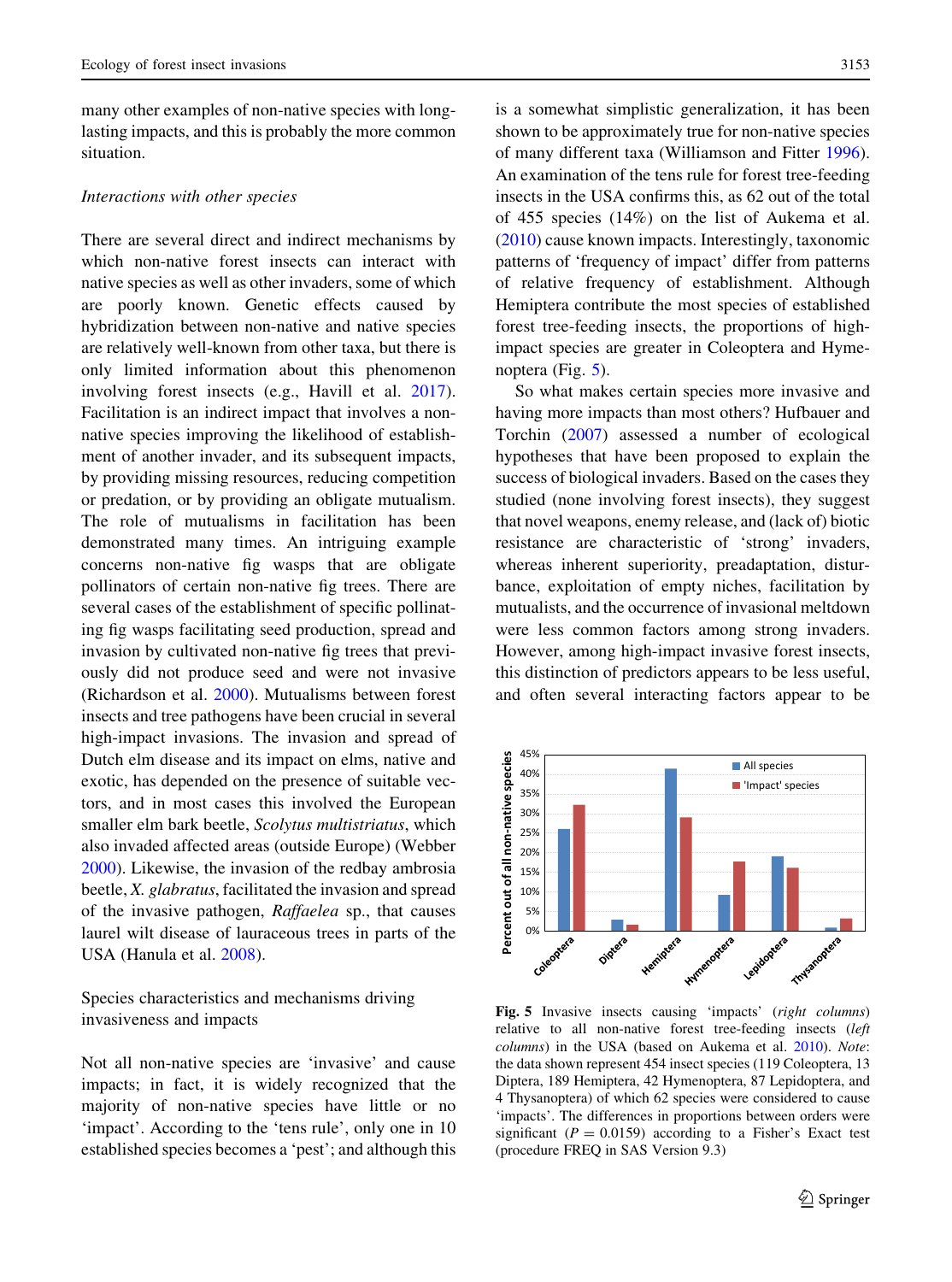many other examples of non-native species with long-lasting impacts, and this is probably the more common situation.

*Interactions with other species*

There are several direct and indirect mechanisms by which non-native forest insects can interact with native species as well as other invaders, some of which are poorly known. Genetic effects caused by hybridization between non-native and native species are relatively well-known from other taxa, but there is only limited information about this phenomenon involving forest insects (e.g., Havill et al. 2017). Facilitation is an indirect impact that involves a non-native species improving the likelihood of establishment of another invader, and its subsequent impacts, by providing missing resources, reducing competition or predation, or by providing an obligate mutualism. The role of mutualisms in facilitation has been demonstrated many times. An intriguing example concerns non-native fig wasps that are obligate pollinators of certain non-native fig trees. There are several cases of the establishment of specific pollinating fig wasps facilitating seed production, spread and invasion by cultivated non-native fig trees that previously did not produce seed and were not invasive (Richardson et al. 2000). Mutualisms between forest insects and tree pathogens have been crucial in several high-impact invasions. The invasion and spread of Dutch elm disease and its impact on elms, native and exotic, has depended on the presence of suitable vectors, and in most cases this involved the European smaller elm bark beetle, *Scolytus multistriatus*, which also invaded affected areas (outside Europe) (Webber 2000). Likewise, the invasion of the redbay ambrosia beetle, *X. glabratus*, facilitated the invasion and spread of the invasive pathogen, *Raffaelea* sp., that causes laurel wilt disease of lauraceous trees in parts of the USA (Hanula et al. 2008).

Species characteristics and mechanisms driving invasiveness and impacts

Not all non-native species are 'invasive' and cause impacts; in fact, it is widely recognized that the majority of non-native species have little or no 'impact'. According to the 'tens rule', only one in 10 established species becomes a 'pest'; and although this is a somewhat simplistic generalization, it has been shown to be approximately true for non-native species of many different taxa (Williamson and Fitter 1996). An examination of the tens rule for forest tree-feeding insects in the USA confirms this, as 62 out of the total of 455 species (14%) on the list of Aukema et al. (2010) cause known impacts. Interestingly, taxonomic patterns of 'frequency of impact' differ from patterns of relative frequency of establishment. Although Hemiptera contribute the most species of established forest tree-feeding insects, the proportions of high-impact species are greater in Coleoptera and Hymenoptera (Fig. 5).

So what makes certain species more invasive and having more impacts than most others? Hufbauer and Torchin (2007) assessed a number of ecological hypotheses that have been proposed to explain the success of biological invaders. Based on the cases they studied (none involving forest insects), they suggest that novel weapons, enemy release, and (lack of) biotic resistance are characteristic of 'strong' invaders, whereas inherent superiority, preadaptation, disturbance, exploitation of empty niches, facilitation by mutualists, and the occurrence of invasional meltdown were less common factors among strong invaders. However, among high-impact invasive forest insects, this distinction of predictors appears to be less useful, and often several interacting factors appear to be

**Fig. 5** Invasive insects causing 'impacts' (*right columns*) relative to all non-native forest tree-feeding insects (*left columns*) in the USA (based on Aukema et al. 2010). *Note*: the data shown represent 454 insect species (119 Coleoptera, 13 Diptera, 189 Hemiptera, 42 Hymenoptera, 87 Lepidoptera, and 4 Thysanoptera) of which 62 species were considered to cause 'impacts'. The differences in proportions between orders were significant ($P = 0.0159$) according to a Fisher's Exact test (procedure FREQ in SAS Version 9.3)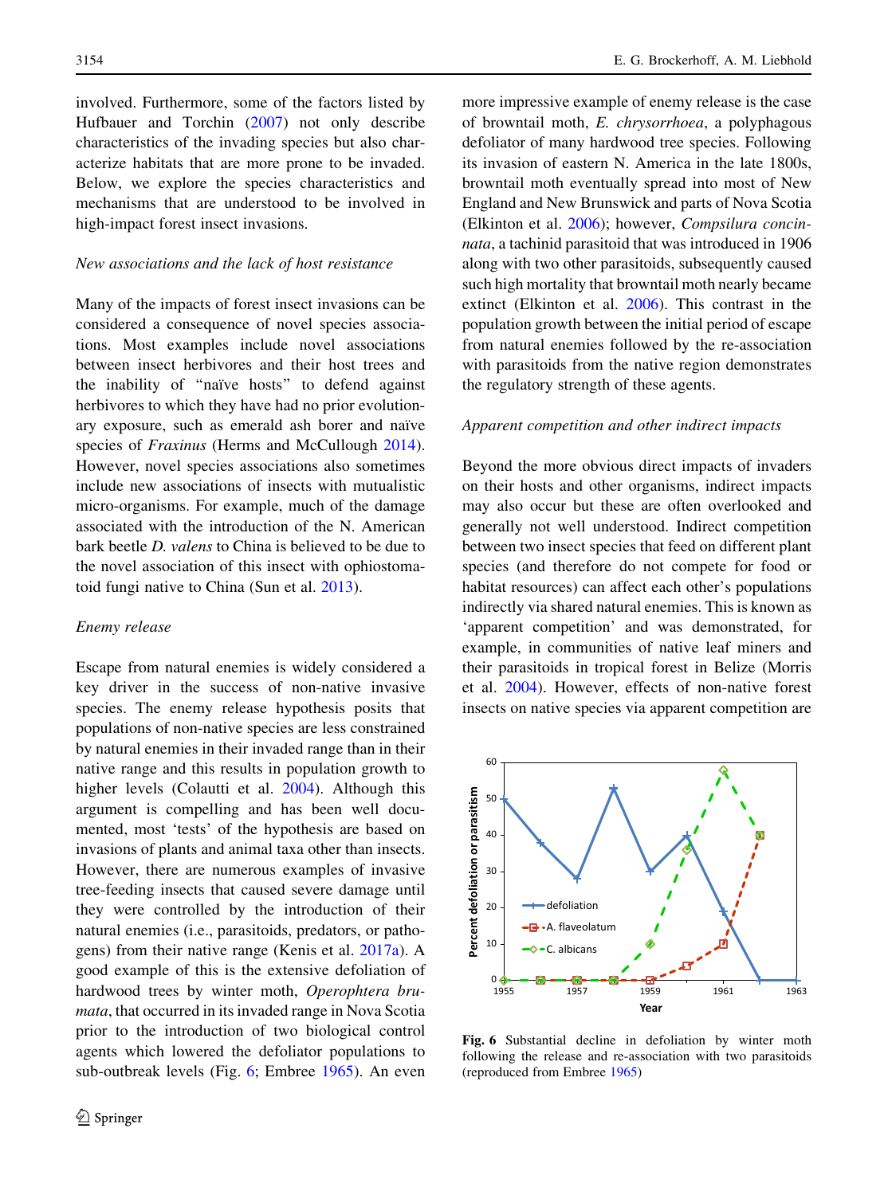involved. Furthermore, some of the factors listed by Hufbauer and Torchin (2007) not only describe characteristics of the invading species but also characterize habitats that are more prone to be invaded. Below, we explore the species characteristics and mechanisms that are understood to be involved in high-impact forest insect invasions.

*New associations and the lack of host resistance*

Many of the impacts of forest insect invasions can be considered a consequence of novel species associations. Most examples include novel associations between insect herbivores and their host trees and the inability of "naïve hosts" to defend against herbivores to which they have had no prior evolutionary exposure, such as emerald ash borer and naïve species of *Fraxinus* (Herms and McCullough 2014). However, novel species associations also sometimes include new associations of insects with mutualistic micro-organisms. For example, much of the damage associated with the introduction of the N. American bark beetle *D. valens* to China is believed to be due to the novel association of this insect with ophiostomatoid fungi native to China (Sun et al. 2013).

*Enemy release*

Escape from natural enemies is widely considered a key driver in the success of non-native invasive species. The enemy release hypothesis posits that populations of non-native species are less constrained by natural enemies in their invaded range than in their native range and this results in population growth to higher levels (Colautti et al. 2004). Although this argument is compelling and has been well documented, most 'tests' of the hypothesis are based on invasions of plants and animal taxa other than insects. However, there are numerous examples of invasive tree-feeding insects that caused severe damage until they were controlled by the introduction of their natural enemies (i.e., parasitoids, predators, or pathogens) from their native range (Kenis et al. 2017a). A good example of this is the extensive defoliation of hardwood trees by winter moth, *Operophtera brumata*, that occurred in its invaded range in Nova Scotia prior to the introduction of two biological control agents which lowered the defoliator populations to sub-outbreak levels (Fig. 6; Embree 1965). An even more impressive example of enemy release is the case of browntail moth, *E. chrysorrhoea*, a polyphagous defoliator of many hardwood tree species. Following its invasion of eastern N. America in the late 1800s, browntail moth eventually spread into most of New England and New Brunswick and parts of Nova Scotia (Elkinton et al. 2006); however, *Compsilura concinnata*, a tachinid parasitoid that was introduced in 1906 along with two other parasitoids, subsequently caused such high mortality that browntail moth nearly became extinct (Elkinton et al. 2006). This contrast in the population growth between the initial period of escape from natural enemies followed by the re-association with parasitoids from the native region demonstrates the regulatory strength of these agents.

*Apparent competition and other indirect impacts*

Beyond the more obvious direct impacts of invaders on their hosts and other organisms, indirect impacts may also occur but these are often overlooked and generally not well understood. Indirect competition between two insect species that feed on different plant species (and therefore do not compete for food or habitat resources) can affect each other's populations indirectly via shared natural enemies. This is known as 'apparent competition' and was demonstrated, for example, in communities of native leaf miners and their parasitoids in tropical forest in Belize (Morris et al. 2004). However, effects of non-native forest insects on native species via apparent competition are

**Fig. 6** Substantial decline in defoliation by winter moth following the release and re-association with two parasitoids (reproduced from Embree 1965)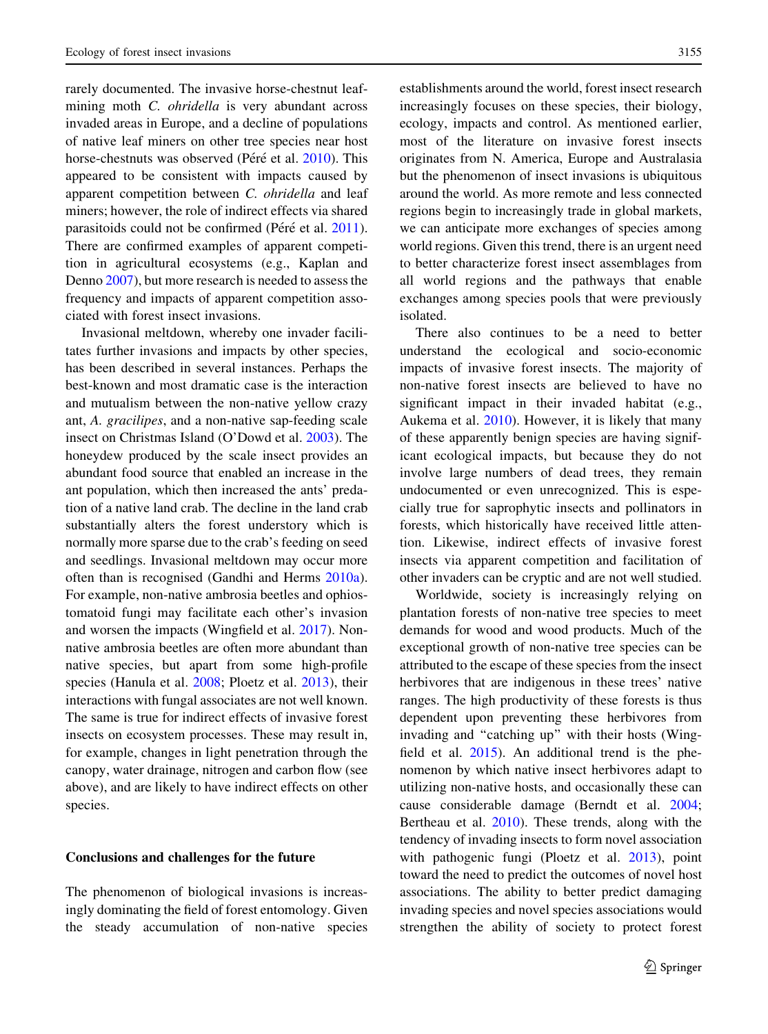rarely documented. The invasive horse-chestnut leaf-mining moth *C. ohridella* is very abundant across invaded areas in Europe, and a decline of populations of native leaf miners on other tree species near host horse-chestnuts was observed (Péré et al. 2010). This appeared to be consistent with impacts caused by apparent competition between *C. ohridella* and leaf miners; however, the role of indirect effects via shared parasitoids could not be confirmed (Péré et al. 2011). There are confirmed examples of apparent competition in agricultural ecosystems (e.g., Kaplan and Denno 2007), but more research is needed to assess the frequency and impacts of apparent competition associated with forest insect invasions.

Invasional meltdown, whereby one invader facilitates further invasions and impacts by other species, has been described in several instances. Perhaps the best-known and most dramatic case is the interaction and mutualism between the non-native yellow crazy ant, *A. gracilipes*, and a non-native sap-feeding scale insect on Christmas Island (O'Dowd et al. 2003). The honeydew produced by the scale insect provides an abundant food source that enabled an increase in the ant population, which then increased the ants' predation of a native land crab. The decline in the land crab substantially alters the forest understory which is normally more sparse due to the crab's feeding on seed and seedlings. Invasional meltdown may occur more often than is recognised (Gandhi and Herms 2010a). For example, non-native ambrosia beetles and ophiostomatoid fungi may facilitate each other's invasion and worsen the impacts (Wingfield et al. 2017). Non-native ambrosia beetles are often more abundant than native species, but apart from some high-profile species (Hanula et al. 2008; Ploetz et al. 2013), their interactions with fungal associates are not well known. The same is true for indirect effects of invasive forest insects on ecosystem processes. These may result in, for example, changes in light penetration through the canopy, water drainage, nitrogen and carbon flow (see above), and are likely to have indirect effects on other species.

## Conclusions and challenges for the future

The phenomenon of biological invasions is increasingly dominating the field of forest entomology. Given the steady accumulation of non-native species establishments around the world, forest insect research increasingly focuses on these species, their biology, ecology, impacts and control. As mentioned earlier, most of the literature on invasive forest insects originates from N. America, Europe and Australasia but the phenomenon of insect invasions is ubiquitous around the world. As more remote and less connected regions begin to increasingly trade in global markets, we can anticipate more exchanges of species among world regions. Given this trend, there is an urgent need to better characterize forest insect assemblages from all world regions and the pathways that enable exchanges among species pools that were previously isolated.

There also continues to be a need to better understand the ecological and socio-economic impacts of invasive forest insects. The majority of non-native forest insects are believed to have no significant impact in their invaded habitat (e.g., Aukema et al. 2010). However, it is likely that many of these apparently benign species are having significant ecological impacts, but because they do not involve large numbers of dead trees, they remain undocumented or even unrecognized. This is especially true for saprophytic insects and pollinators in forests, which historically have received little attention. Likewise, indirect effects of invasive forest insects via apparent competition and facilitation of other invaders can be cryptic and are not well studied.

Worldwide, society is increasingly relying on plantation forests of non-native tree species to meet demands for wood and wood products. Much of the exceptional growth of non-native tree species can be attributed to the escape of these species from the insect herbivores that are indigenous in these trees' native ranges. The high productivity of these forests is thus dependent upon preventing these herbivores from invading and "catching up" with their hosts (Wingfield et al. 2015). An additional trend is the phenomenon by which native insect herbivores adapt to utilizing non-native hosts, and occasionally these can cause considerable damage (Berndt et al. 2004; Bertheau et al. 2010). These trends, along with the tendency of invading insects to form novel association with pathogenic fungi (Ploetz et al. 2013), point toward the need to predict the outcomes of novel host associations. The ability to better predict damaging invading species and novel species associations would strengthen the ability of society to protect forest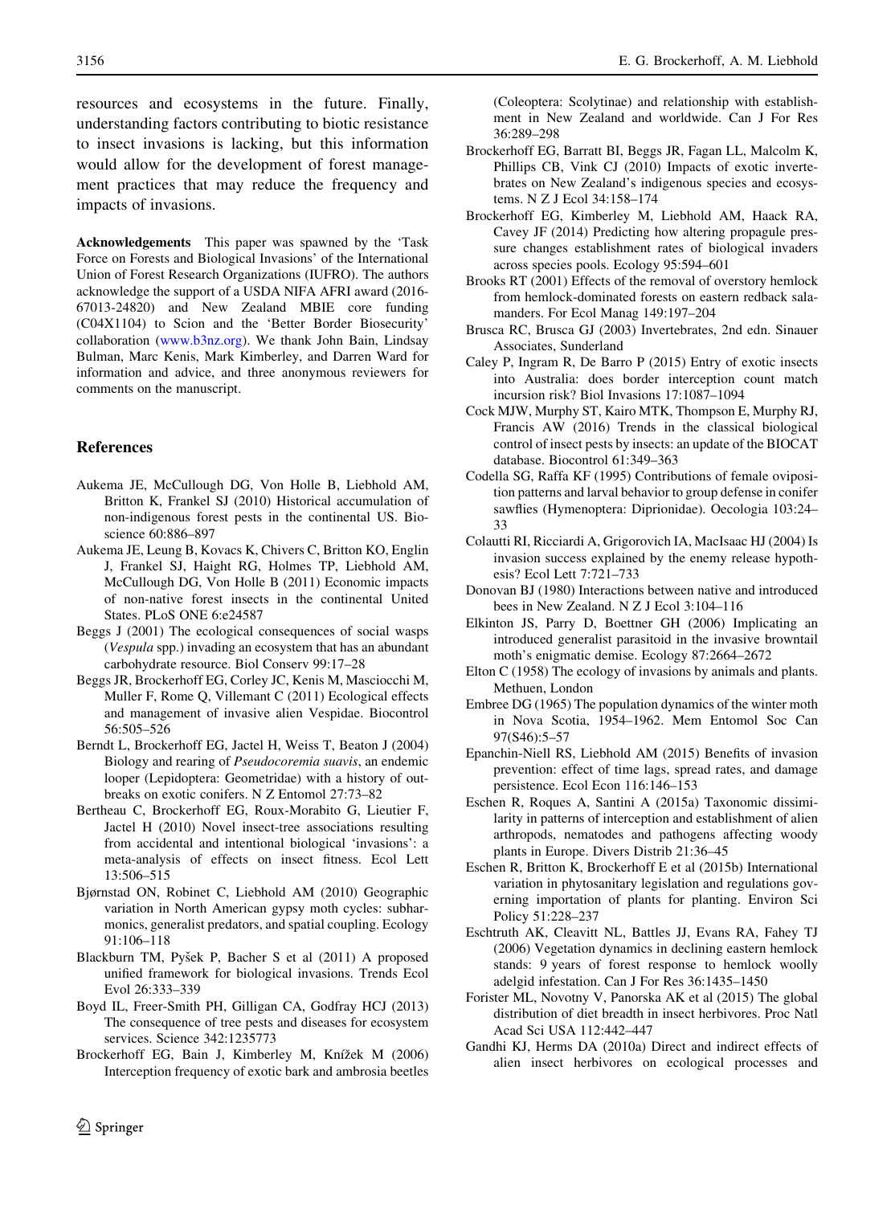resources and ecosystems in the future. Finally, understanding factors contributing to biotic resistance to insect invasions is lacking, but this information would allow for the development of forest management practices that may reduce the frequency and impacts of invasions.

**Acknowledgements** This paper was spawned by the 'Task Force on Forests and Biological Invasions' of the International Union of Forest Research Organizations (IUFRO). The authors acknowledge the support of a USDA NIFA AFRI award (2016-67013-24820) and New Zealand MBIE core funding (C04X1104) to Scion and the 'Better Border Biosecurity' collaboration (www.b3nz.org). We thank John Bain, Lindsay Bulman, Marc Kenis, Mark Kimberley, and Darren Ward for information and advice, and three anonymous reviewers for comments on the manuscript.

## References

Aukema JE, McCullough DG, Von Holle B, Liebhold AM, Britton K, Frankel SJ (2010) Historical accumulation of non-indigenous forest pests in the continental US. Bioscience 60:886–897

Aukema JE, Leung B, Kovacs K, Chivers C, Britton KO, Englin J, Frankel SJ, Haight RG, Holmes TP, Liebhold AM, McCullough DG, Von Holle B (2011) Economic impacts of non-native forest insects in the continental United States. PLoS ONE 6:e24587

Beggs J (2001) The ecological consequences of social wasps (*Vespula* spp.) invading an ecosystem that has an abundant carbohydrate resource. Biol Conserv 99:17–28

Beggs JR, Brockerhoff EG, Corley JC, Kenis M, Masciocchi M, Muller F, Rome Q, Villemant C (2011) Ecological effects and management of invasive alien Vespidae. Biocontrol 56:505–526

Berndt L, Brockerhoff EG, Jactel H, Weiss T, Beaton J (2004) Biology and rearing of *Pseudocoremia suavis*, an endemic looper (Lepidoptera: Geometridae) with a history of outbreaks on exotic conifers. N Z Entomol 27:73–82

Bertheau C, Brockerhoff EG, Roux-Morabito G, Lieutier F, Jactel H (2010) Novel insect-tree associations resulting from accidental and intentional biological 'invasions': a meta-analysis of effects on insect fitness. Ecol Lett 13:506–515

Bjørnstad ON, Robinet C, Liebhold AM (2010) Geographic variation in North American gypsy moth cycles: subharmonics, generalist predators, and spatial coupling. Ecology 91:106–118

Blackburn TM, Pyšek P, Bacher S et al (2011) A proposed unified framework for biological invasions. Trends Ecol Evol 26:333–339

Boyd IL, Freer-Smith PH, Gilligan CA, Godfray HCJ (2013) The consequence of tree pests and diseases for ecosystem services. Science 342:1235773

Brockerhoff EG, Bain J, Kimberley M, Knížek M (2006) Interception frequency of exotic bark and ambrosia beetles (Coleoptera: Scolytinae) and relationship with establishment in New Zealand and worldwide. Can J For Res 36:289–298

Brockerhoff EG, Barratt BI, Beggs JR, Fagan LL, Malcolm K, Phillips CB, Vink CJ (2010) Impacts of exotic invertebrates on New Zealand's indigenous species and ecosystems. N Z J Ecol 34:158–174

Brockerhoff EG, Kimberley M, Liebhold AM, Haack RA, Cavey JF (2014) Predicting how altering propagule pressure changes establishment rates of biological invaders across species pools. Ecology 95:594–601

Brooks RT (2001) Effects of the removal of overstory hemlock from hemlock-dominated forests on eastern redback salamanders. For Ecol Manag 149:197–204

Brusca RC, Brusca GJ (2003) Invertebrates, 2nd edn. Sinauer Associates, Sunderland

Caley P, Ingram R, De Barro P (2015) Entry of exotic insects into Australia: does border interception count match incursion risk? Biol Invasions 17:1087–1094

Cock MJW, Murphy ST, Kairo MTK, Thompson E, Murphy RJ, Francis AW (2016) Trends in the classical biological control of insect pests by insects: an update of the BIOCAT database. Biocontrol 61:349–363

Codella SG, Raffa KF (1995) Contributions of female oviposition patterns and larval behavior to group defense in conifer sawflies (Hymenoptera: Diprionidae). Oecologia 103:24–33

Colautti RI, Ricciardi A, Grigorovich IA, MacIsaac HJ (2004) Is invasion success explained by the enemy release hypothesis? Ecol Lett 7:721–733

Donovan BJ (1980) Interactions between native and introduced bees in New Zealand. N Z J Ecol 3:104–116

Elkinton JS, Parry D, Boettner GH (2006) Implicating an introduced generalist parasitoid in the invasive browntail moth's enigmatic demise. Ecology 87:2664–2672

Elton C (1958) The ecology of invasions by animals and plants. Methuen, London

Embree DG (1965) The population dynamics of the winter moth in Nova Scotia, 1954–1962. Mem Entomol Soc Can 97(S46):5–57

Epanchin-Niell RS, Liebhold AM (2015) Benefits of invasion prevention: effect of time lags, spread rates, and damage persistence. Ecol Econ 116:146–153

Eschen R, Roques A, Santini A (2015a) Taxonomic dissimilarity in patterns of interception and establishment of alien arthropods, nematodes and pathogens affecting woody plants in Europe. Divers Distrib 21:36–45

Eschen R, Britton K, Brockerhoff E et al (2015b) International variation in phytosanitary legislation and regulations governing importation of plants for planting. Environ Sci Policy 51:228–237

Eschtruth AK, Cleavitt NL, Battles JJ, Evans RA, Fahey TJ (2006) Vegetation dynamics in declining eastern hemlock stands: 9 years of forest response to hemlock woolly adelgid infestation. Can J For Res 36:1435–1450

Forister ML, Novotny V, Panorska AK et al (2015) The global distribution of diet breadth in insect herbivores. Proc Natl Acad Sci USA 112:442–447

Gandhi KJ, Herms DA (2010a) Direct and indirect effects of alien insect herbivores on ecological processes and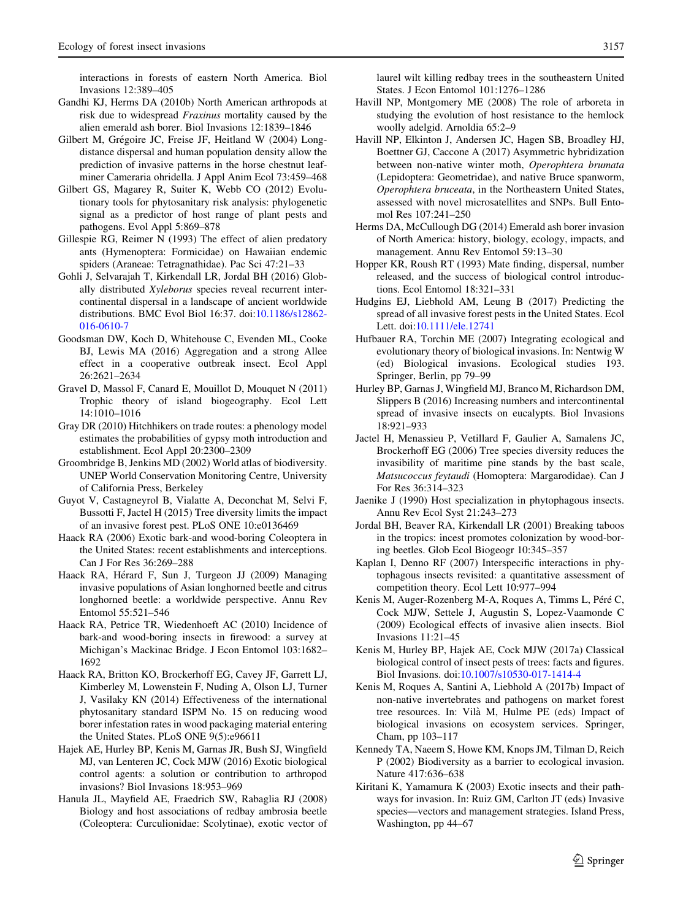interactions in forests of eastern North America. Biol Invasions 12:389–405

Gandhi KJ, Herms DA (2010b) North American arthropods at risk due to widespread *Fraxinus* mortality caused by the alien emerald ash borer. Biol Invasions 12:1839–1846

Gilbert M, Grégoire JC, Freise JF, Heitland W (2004) Long-distance dispersal and human population density allow the prediction of invasive patterns in the horse chestnut leaf-miner Cameraria ohridella. J Appl Anim Ecol 73:459–468

Gilbert GS, Magarey R, Suiter K, Webb CO (2012) Evolutionary tools for phytosanitary risk analysis: phylogenetic signal as a predictor of host range of plant pests and pathogens. Evol Appl 5:869–878

Gillespie RG, Reimer N (1993) The effect of alien predatory ants (Hymenoptera: Formicidae) on Hawaiian endemic spiders (Araneae: Tetragnathidae). Pac Sci 47:21–33

Gohli J, Selvarajah T, Kirkendall LR, Jordal BH (2016) Globally distributed *Xyleborus* species reveal recurrent intercontinental dispersal in a landscape of ancient worldwide distributions. BMC Evol Biol 16:37. doi:10.1186/s12862-016-0610-7

Goodsman DW, Koch D, Whitehouse C, Evenden ML, Cooke BJ, Lewis MA (2016) Aggregation and a strong Allee effect in a cooperative outbreak insect. Ecol Appl 26:2621–2634

Gravel D, Massol F, Canard E, Mouillot D, Mouquet N (2011) Trophic theory of island biogeography. Ecol Lett 14:1010–1016

Gray DR (2010) Hitchhikers on trade routes: a phenology model estimates the probabilities of gypsy moth introduction and establishment. Ecol Appl 20:2300–2309

Groombridge B, Jenkins MD (2002) World atlas of biodiversity. UNEP World Conservation Monitoring Centre, University of California Press, Berkeley

Guyot V, Castagneyrol B, Vialatte A, Deconchat M, Selvi F, Bussotti F, Jactel H (2015) Tree diversity limits the impact of an invasive forest pest. PLoS ONE 10:e0136469

Haack RA (2006) Exotic bark-and wood-boring Coleoptera in the United States: recent establishments and interceptions. Can J For Res 36:269–288

Haack RA, Hérard F, Sun J, Turgeon JJ (2009) Managing invasive populations of Asian longhorned beetle and citrus longhorned beetle: a worldwide perspective. Annu Rev Entomol 55:521–546

Haack RA, Petrice TR, Wiedenhoeft AC (2010) Incidence of bark-and wood-boring insects in firewood: a survey at Michigan's Mackinac Bridge. J Econ Entomol 103:1682–1692

Haack RA, Britton KO, Brockerhoff EG, Cavey JF, Garrett LJ, Kimberley M, Lowenstein F, Nuding A, Olson LJ, Turner J, Vasilaky KN (2014) Effectiveness of the international phytosanitary standard ISPM No. 15 on reducing wood borer infestation rates in wood packaging material entering the United States. PLoS ONE 9(5):e96611

Hajek AE, Hurley BP, Kenis M, Garnas JR, Bush SJ, Wingfield MJ, van Lenteren JC, Cock MJW (2016) Exotic biological control agents: a solution or contribution to arthropod invasions? Biol Invasions 18:953–969

Hanula JL, Mayfield AE, Fraedrich SW, Rabaglia RJ (2008) Biology and host associations of redbay ambrosia beetle (Coleoptera: Curculionidae: Scolytinae), exotic vector of laurel wilt killing redbay trees in the southeastern United States. J Econ Entomol 101:1276–1286

Havill NP, Montgomery ME (2008) The role of arboreta in studying the evolution of host resistance to the hemlock woolly adelgid. Arnoldia 65:2–9

Havill NP, Elkinton J, Andersen JC, Hagen SB, Broadley HJ, Boettner GJ, Caccone A (2017) Asymmetric hybridization between non-native winter moth, *Operophtera brumata* (Lepidoptera: Geometridae), and native Bruce spanworm, *Operophtera bruceata*, in the Northeastern United States, assessed with novel microsatellites and SNPs. Bull Entomol Res 107:241–250

Herms DA, McCullough DG (2014) Emerald ash borer invasion of North America: history, biology, ecology, impacts, and management. Annu Rev Entomol 59:13–30

Hopper KR, Roush RT (1993) Mate finding, dispersal, number released, and the success of biological control introductions. Ecol Entomol 18:321–331

Hudgins EJ, Liebhold AM, Leung B (2017) Predicting the spread of all invasive forest pests in the United States. Ecol Lett. doi:10.1111/ele.12741

Hufbauer RA, Torchin ME (2007) Integrating ecological and evolutionary theory of biological invasions. In: Nentwig W (ed) Biological invasions. Ecological studies 193. Springer, Berlin, pp 79–99

Hurley BP, Garnas J, Wingfield MJ, Branco M, Richardson DM, Slippers B (2016) Increasing numbers and intercontinental spread of invasive insects on eucalypts. Biol Invasions 18:921–933

Jactel H, Menassieu P, Vetillard F, Gaulier A, Samalens JC, Brockerhoff EG (2006) Tree species diversity reduces the invasibility of maritime pine stands by the bast scale, *Matsucoccus feytaudi* (Homoptera: Margarodidae). Can J For Res 36:314–323

Jaenike J (1990) Host specialization in phytophagous insects. Annu Rev Ecol Syst 21:243–273

Jordal BH, Beaver RA, Kirkendall LR (2001) Breaking taboos in the tropics: incest promotes colonization by wood-boring beetles. Glob Ecol Biogeogr 10:345–357

Kaplan I, Denno RF (2007) Interspecific interactions in phytophagous insects revisited: a quantitative assessment of competition theory. Ecol Lett 10:977–994

Kenis M, Auger-Rozenberg M-A, Roques A, Timms L, Péré C, Cock MJW, Settele J, Augustin S, Lopez-Vaamonde C (2009) Ecological effects of invasive alien insects. Biol Invasions 11:21–45

Kenis M, Hurley BP, Hajek AE, Cock MJW (2017a) Classical biological control of insect pests of trees: facts and figures. Biol Invasions. doi:10.1007/s10530-017-1414-4

Kenis M, Roques A, Santini A, Liebhold A (2017b) Impact of non-native invertebrates and pathogens on market forest tree resources. In: Vilà M, Hulme PE (eds) Impact of biological invasions on ecosystem services. Springer, Cham, pp 103–117

Kennedy TA, Naeem S, Howe KM, Knops JM, Tilman D, Reich P (2002) Biodiversity as a barrier to ecological invasion. Nature 417:636–638

Kiritani K, Yamamura K (2003) Exotic insects and their pathways for invasion. In: Ruiz GM, Carlton JT (eds) Invasive species—vectors and management strategies. Island Press, Washington, pp 44–67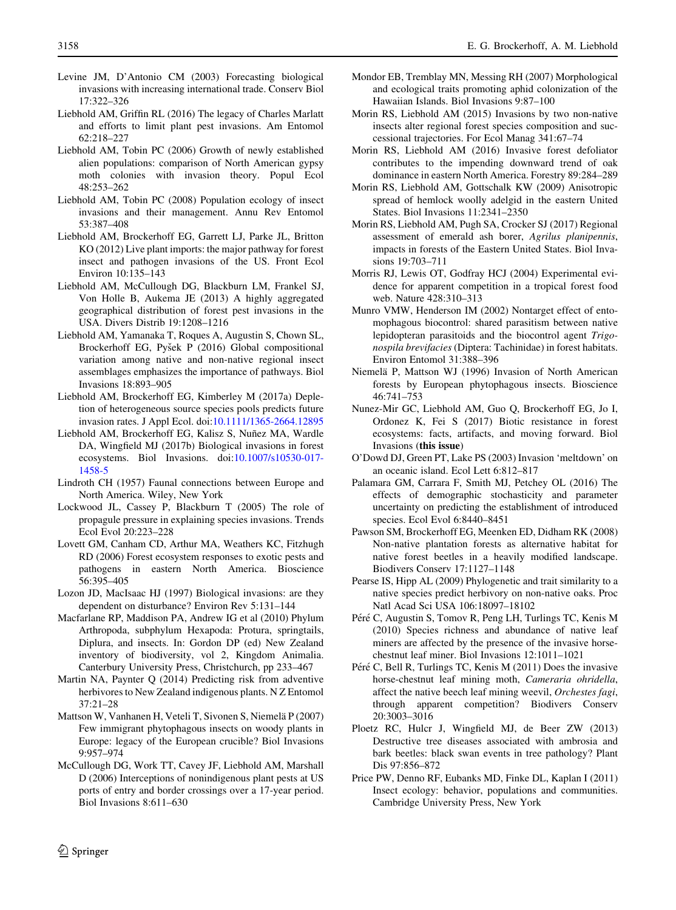Levine JM, D'Antonio CM (2003) Forecasting biological invasions with increasing international trade. Conserv Biol 17:322–326

Liebhold AM, Griffin RL (2016) The legacy of Charles Marlatt and efforts to limit plant pest invasions. Am Entomol 62:218–227

Liebhold AM, Tobin PC (2006) Growth of newly established alien populations: comparison of North American gypsy moth colonies with invasion theory. Popul Ecol 48:253–262

Liebhold AM, Tobin PC (2008) Population ecology of insect invasions and their management. Annu Rev Entomol 53:387–408

Liebhold AM, Brockerhoff EG, Garrett LJ, Parke JL, Britton KO (2012) Live plant imports: the major pathway for forest insect and pathogen invasions of the US. Front Ecol Environ 10:135–143

Liebhold AM, McCullough DG, Blackburn LM, Frankel SJ, Von Holle B, Aukema JE (2013) A highly aggregated geographical distribution of forest pest invasions in the USA. Divers Distrib 19:1208–1216

Liebhold AM, Yamanaka T, Roques A, Augustin S, Chown SL, Brockerhoff EG, Pyšek P (2016) Global compositional variation among native and non-native regional insect assemblages emphasizes the importance of pathways. Biol Invasions 18:893–905

Liebhold AM, Brockerhoff EG, Kimberley M (2017a) Depletion of heterogeneous source species pools predicts future invasion rates. J Appl Ecol. doi:10.1111/1365-2664.12895

Liebhold AM, Brockerhoff EG, Kalisz S, Nuñez MA, Wardle DA, Wingfield MJ (2017b) Biological invasions in forest ecosystems. Biol Invasions. doi:10.1007/s10530-017-1458-5

Lindroth CH (1957) Faunal connections between Europe and North America. Wiley, New York

Lockwood JL, Cassey P, Blackburn T (2005) The role of propagule pressure in explaining species invasions. Trends Ecol Evol 20:223–228

Lovett GM, Canham CD, Arthur MA, Weathers KC, Fitzhugh RD (2006) Forest ecosystem responses to exotic pests and pathogens in eastern North America. Bioscience 56:395–405

Lozon JD, MacIsaac HJ (1997) Biological invasions: are they dependent on disturbance? Environ Rev 5:131–144

Macfarlane RP, Maddison PA, Andrew IG et al (2010) Phylum Arthropoda, subphylum Hexapoda: Protura, springtails, Diplura, and insects. In: Gordon DP (ed) New Zealand inventory of biodiversity, vol 2, Kingdom Animalia. Canterbury University Press, Christchurch, pp 233–467

Martin NA, Paynter Q (2014) Predicting risk from adventive herbivores to New Zealand indigenous plants. N Z Entomol 37:21–28

Mattson W, Vanhanen H, Veteli T, Sivonen S, Niemelä P (2007) Few immigrant phytophagous insects on woody plants in Europe: legacy of the European crucible? Biol Invasions 9:957–974

McCullough DG, Work TT, Cavey JF, Liebhold AM, Marshall D (2006) Interceptions of nonindigenous plant pests at US ports of entry and border crossings over a 17-year period. Biol Invasions 8:611–630

Mondor EB, Tremblay MN, Messing RH (2007) Morphological and ecological traits promoting aphid colonization of the Hawaiian Islands. Biol Invasions 9:87–100

Morin RS, Liebhold AM (2015) Invasions by two non-native insects alter regional forest species composition and successional trajectories. For Ecol Manag 341:67–74

Morin RS, Liebhold AM (2016) Invasive forest defoliator contributes to the impending downward trend of oak dominance in eastern North America. Forestry 89:284–289

Morin RS, Liebhold AM, Gottschalk KW (2009) Anisotropic spread of hemlock woolly adelgid in the eastern United States. Biol Invasions 11:2341–2350

Morin RS, Liebhold AM, Pugh SA, Crocker SJ (2017) Regional assessment of emerald ash borer, *Agrilus planipennis*, impacts in forests of the Eastern United States. Biol Invasions 19:703–711

Morris RJ, Lewis OT, Godfray HCJ (2004) Experimental evidence for apparent competition in a tropical forest food web. Nature 428:310–313

Munro VMW, Henderson IM (2002) Nontarget effect of entomophagous biocontrol: shared parasitism between native lepidopteran parasitoids and the biocontrol agent *Trigonospila brevifacies* (Diptera: Tachinidae) in forest habitats. Environ Entomol 31:388–396

Niemelä P, Mattson WJ (1996) Invasion of North American forests by European phytophagous insects. Bioscience 46:741–753

Nunez-Mir GC, Liebhold AM, Guo Q, Brockerhoff EG, Jo I, Ordonez K, Fei S (2017) Biotic resistance in forest ecosystems: facts, artifacts, and moving forward. Biol Invasions (**this issue**)

O'Dowd DJ, Green PT, Lake PS (2003) Invasion 'meltdown' on an oceanic island. Ecol Lett 6:812–817

Palamara GM, Carrara F, Smith MJ, Petchey OL (2016) The effects of demographic stochasticity and parameter uncertainty on predicting the establishment of introduced species. Ecol Evol 6:8440–8451

Pawson SM, Brockerhoff EG, Meenken ED, Didham RK (2008) Non-native plantation forests as alternative habitat for native forest beetles in a heavily modified landscape. Biodivers Conserv 17:1127–1148

Pearse IS, Hipp AL (2009) Phylogenetic and trait similarity to a native species predict herbivory on non-native oaks. Proc Natl Acad Sci USA 106:18097–18102

Péré C, Augustin S, Tomov R, Peng LH, Turlings TC, Kenis M (2010) Species richness and abundance of native leaf miners are affected by the presence of the invasive horse-chestnut leaf miner. Biol Invasions 12:1011–1021

Péré C, Bell R, Turlings TC, Kenis M (2011) Does the invasive horse-chestnut leaf mining moth, *Cameraria ohridella*, affect the native beech leaf mining weevil, *Orchestes fagi*, through apparent competition? Biodivers Conserv 20:3003–3016

Ploetz RC, Hulcr J, Wingfield MJ, de Beer ZW (2013) Destructive tree diseases associated with ambrosia and bark beetles: black swan events in tree pathology? Plant Dis 97:856–872

Price PW, Denno RF, Eubanks MD, Finke DL, Kaplan I (2011) Insect ecology: behavior, populations and communities. Cambridge University Press, New York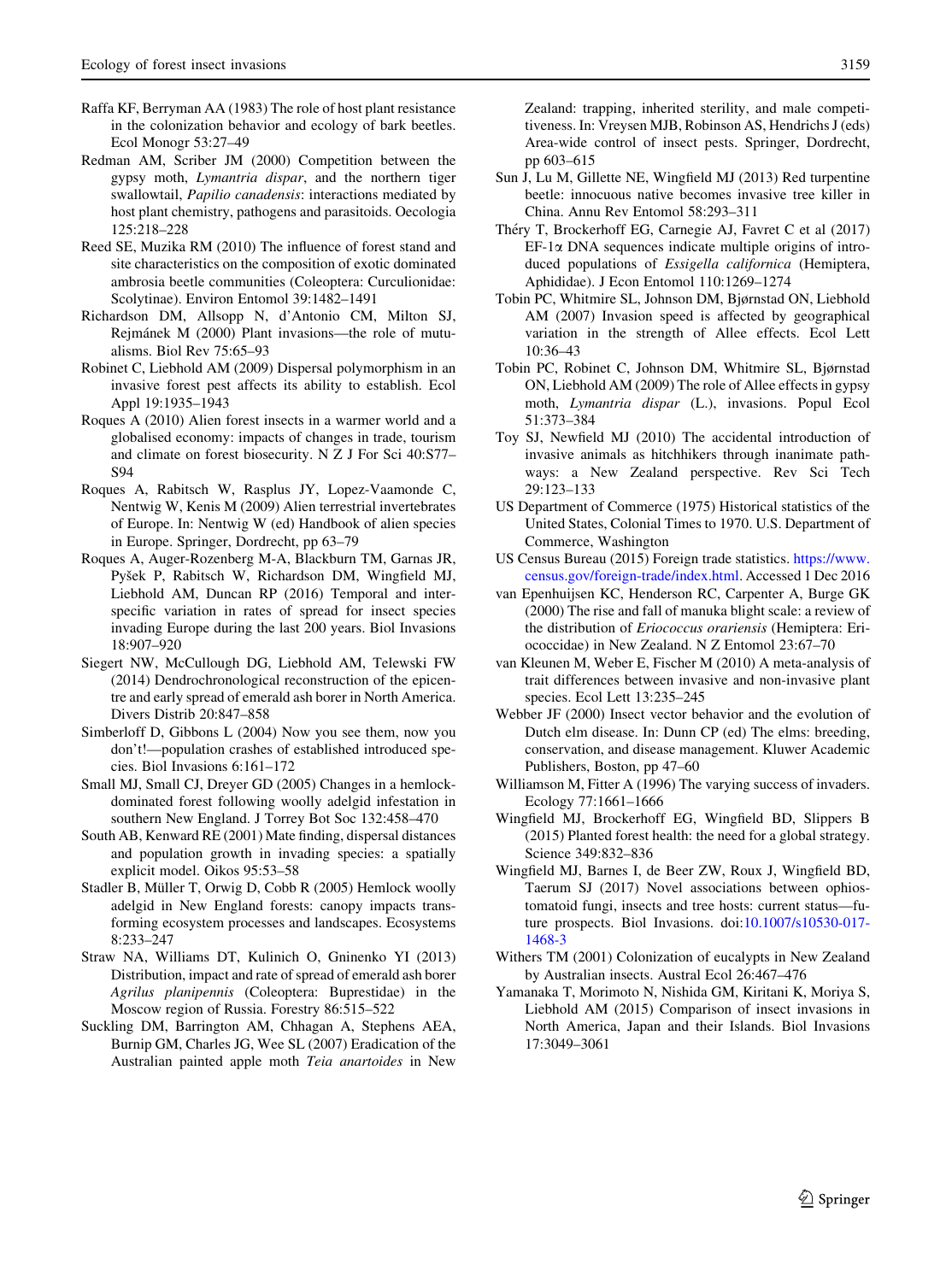Raffa KF, Berryman AA (1983) The role of host plant resistance in the colonization behavior and ecology of bark beetles. Ecol Monogr 53:27–49

Redman AM, Scriber JM (2000) Competition between the gypsy moth, *Lymantria dispar*, and the northern tiger swallowtail, *Papilio canadensis*: interactions mediated by host plant chemistry, pathogens and parasitoids. Oecologia 125:218–228

Reed SE, Muzika RM (2010) The influence of forest stand and site characteristics on the composition of exotic dominated ambrosia beetle communities (Coleoptera: Curculionidae: Scolytinae). Environ Entomol 39:1482–1491

Richardson DM, Allsopp N, d'Antonio CM, Milton SJ, Rejmánek M (2000) Plant invasions—the role of mutualisms. Biol Rev 75:65–93

Robinet C, Liebhold AM (2009) Dispersal polymorphism in an invasive forest pest affects its ability to establish. Ecol Appl 19:1935–1943

Roques A (2010) Alien forest insects in a warmer world and a globalised economy: impacts of changes in trade, tourism and climate on forest biosecurity. N Z J For Sci 40:S77–S94

Roques A, Rabitsch W, Rasplus JY, Lopez-Vaamonde C, Nentwig W, Kenis M (2009) Alien terrestrial invertebrates of Europe. In: Nentwig W (ed) Handbook of alien species in Europe. Springer, Dordrecht, pp 63–79

Roques A, Auger-Rozenberg M-A, Blackburn TM, Garnas JR, Pyšek P, Rabitsch W, Richardson DM, Wingfield MJ, Liebhold AM, Duncan RP (2016) Temporal and interspecific variation in rates of spread for insect species invading Europe during the last 200 years. Biol Invasions 18:907–920

Siegert NW, McCullough DG, Liebhold AM, Telewski FW (2014) Dendrochronological reconstruction of the epicentre and early spread of emerald ash borer in North America. Divers Distrib 20:847–858

Simberloff D, Gibbons L (2004) Now you see them, now you don't!—population crashes of established introduced species. Biol Invasions 6:161–172

Small MJ, Small CJ, Dreyer GD (2005) Changes in a hemlock-dominated forest following woolly adelgid infestation in southern New England. J Torrey Bot Soc 132:458–470

South AB, Kenward RE (2001) Mate finding, dispersal distances and population growth in invading species: a spatially explicit model. Oikos 95:53–58

Stadler B, Müller T, Orwig D, Cobb R (2005) Hemlock woolly adelgid in New England forests: canopy impacts transforming ecosystem processes and landscapes. Ecosystems 8:233–247

Straw NA, Williams DT, Kulinich O, Gninenko YI (2013) Distribution, impact and rate of spread of emerald ash borer *Agrilus planipennis* (Coleoptera: Buprestidae) in the Moscow region of Russia. Forestry 86:515–522

Suckling DM, Barrington AM, Chhagan A, Stephens AEA, Burnip GM, Charles JG, Wee SL (2007) Eradication of the Australian painted apple moth *Teia anartoides* in New Zealand: trapping, inherited sterility, and male competitiveness. In: Vreysen MJB, Robinson AS, Hendrichs J (eds) Area-wide control of insect pests. Springer, Dordrecht, pp 603–615

Sun J, Lu M, Gillette NE, Wingfield MJ (2013) Red turpentine beetle: innocuous native becomes invasive tree killer in China. Annu Rev Entomol 58:293–311

Théry T, Brockerhoff EG, Carnegie AJ, Favret C et al (2017) EF-1α DNA sequences indicate multiple origins of introduced populations of *Essigella californica* (Hemiptera, Aphididae). J Econ Entomol 110:1269–1274

Tobin PC, Whitmire SL, Johnson DM, Bjørnstad ON, Liebhold AM (2007) Invasion speed is affected by geographical variation in the strength of Allee effects. Ecol Lett 10:36–43

Tobin PC, Robinet C, Johnson DM, Whitmire SL, Bjørnstad ON, Liebhold AM (2009) The role of Allee effects in gypsy moth, *Lymantria dispar* (L.), invasions. Popul Ecol 51:373–384

Toy SJ, Newfield MJ (2010) The accidental introduction of invasive animals as hitchhikers through inanimate pathways: a New Zealand perspective. Rev Sci Tech 29:123–133

US Department of Commerce (1975) Historical statistics of the United States, Colonial Times to 1970. U.S. Department of Commerce, Washington

US Census Bureau (2015) Foreign trade statistics. https://www.census.gov/foreign-trade/index.html. Accessed 1 Dec 2016

van Epenhuijsen KC, Henderson RC, Carpenter A, Burge GK (2000) The rise and fall of manuka blight scale: a review of the distribution of *Eriococcus orariensis* (Hemiptera: Eriococcidae) in New Zealand. N Z Entomol 23:67–70

van Kleunen M, Weber E, Fischer M (2010) A meta-analysis of trait differences between invasive and non-invasive plant species. Ecol Lett 13:235–245

Webber JF (2000) Insect vector behavior and the evolution of Dutch elm disease. In: Dunn CP (ed) The elms: breeding, conservation, and disease management. Kluwer Academic Publishers, Boston, pp 47–60

Williamson M, Fitter A (1996) The varying success of invaders. Ecology 77:1661–1666

Wingfield MJ, Brockerhoff EG, Wingfield BD, Slippers B (2015) Planted forest health: the need for a global strategy. Science 349:832–836

Wingfield MJ, Barnes I, de Beer ZW, Roux J, Wingfield BD, Taerum SJ (2017) Novel associations between ophiostomatoid fungi, insects and tree hosts: current status—future prospects. Biol Invasions. doi:10.1007/s10530-017-1468-3

Withers TM (2001) Colonization of eucalypts in New Zealand by Australian insects. Austral Ecol 26:467–476

Yamanaka T, Morimoto N, Nishida GM, Kiritani K, Moriya S, Liebhold AM (2015) Comparison of insect invasions in North America, Japan and their Islands. Biol Invasions 17:3049–3061